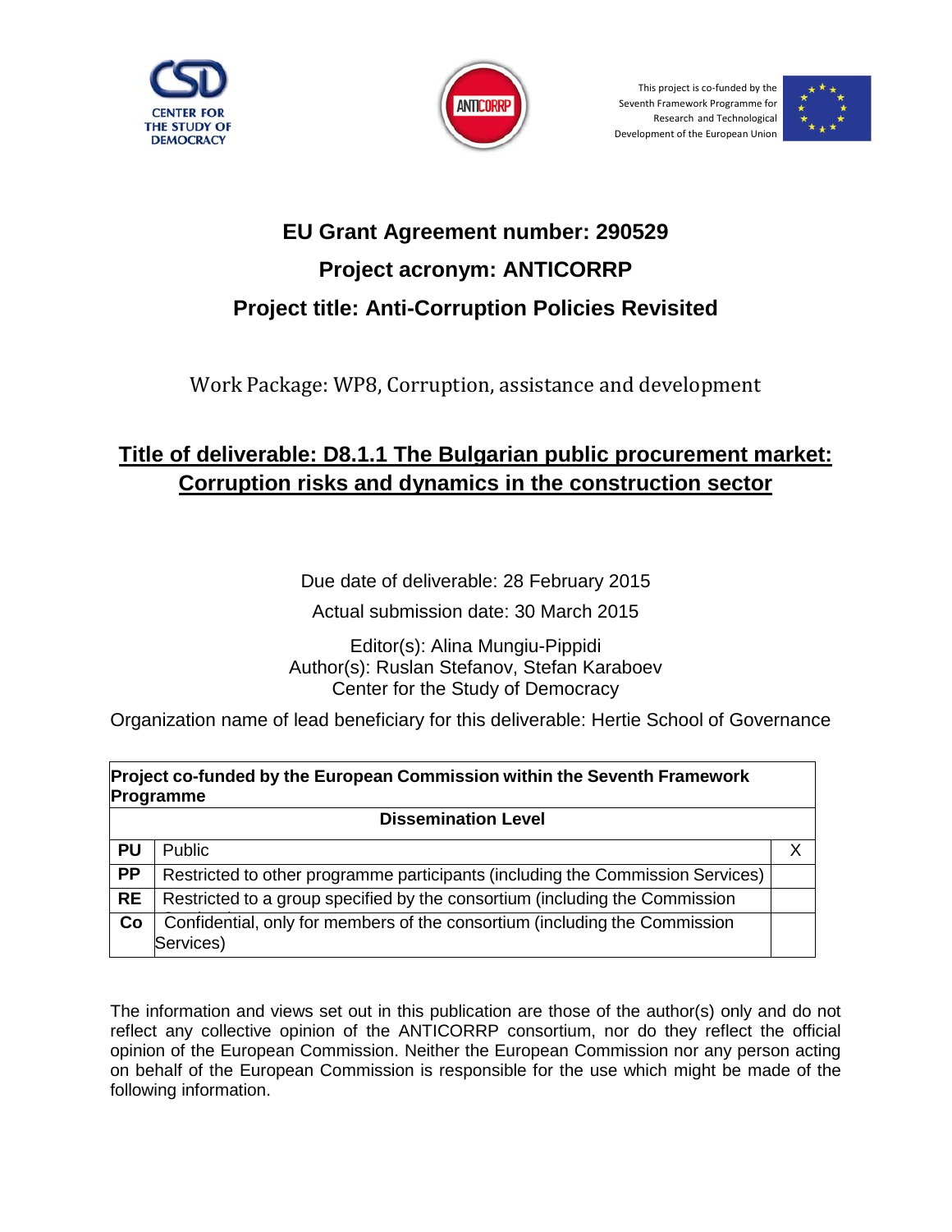CENTER FOR THE STUDY OF DEMOCRACY

ANTICORRP

This project is co-funded by the Seventh Framework Programme for Research and Technological Development of the European Union

# EU Grant Agreement number: 290529

# Project acronym: ANTICORRP

# Project title: Anti-Corruption Policies Revisited

Work Package: WP8, Corruption, assistance and development

## Title of deliverable: D8.1.1 The Bulgarian public procurement market: Corruption risks and dynamics in the construction sector

Due date of deliverable: 28 February 2015

Actual submission date: 30 March 2015

Editor(s): Alina Mungiu-Pippidi
Author(s): Ruslan Stefanov, Stefan Karaboev
Center for the Study of Democracy

Organization name of lead beneficiary for this deliverable: Hertie School of Governance

| Project co-funded by the European Commission within the Seventh Framework Programme | | |
|---|---|---|
| Dissemination Level | | |
| PU | Public | X |
| PP | Restricted to other programme participants (including the Commission Services) | |
| RE | Restricted to a group specified by the consortium (including the Commission | |
| Co | Confidential, only for members of the consortium (including the Commission Services) | |

The information and views set out in this publication are those of the author(s) only and do not reflect any collective opinion of the ANTICORRP consortium, nor do they reflect the official opinion of the European Commission. Neither the European Commission nor any person acting on behalf of the European Commission is responsible for the use which might be made of the following information.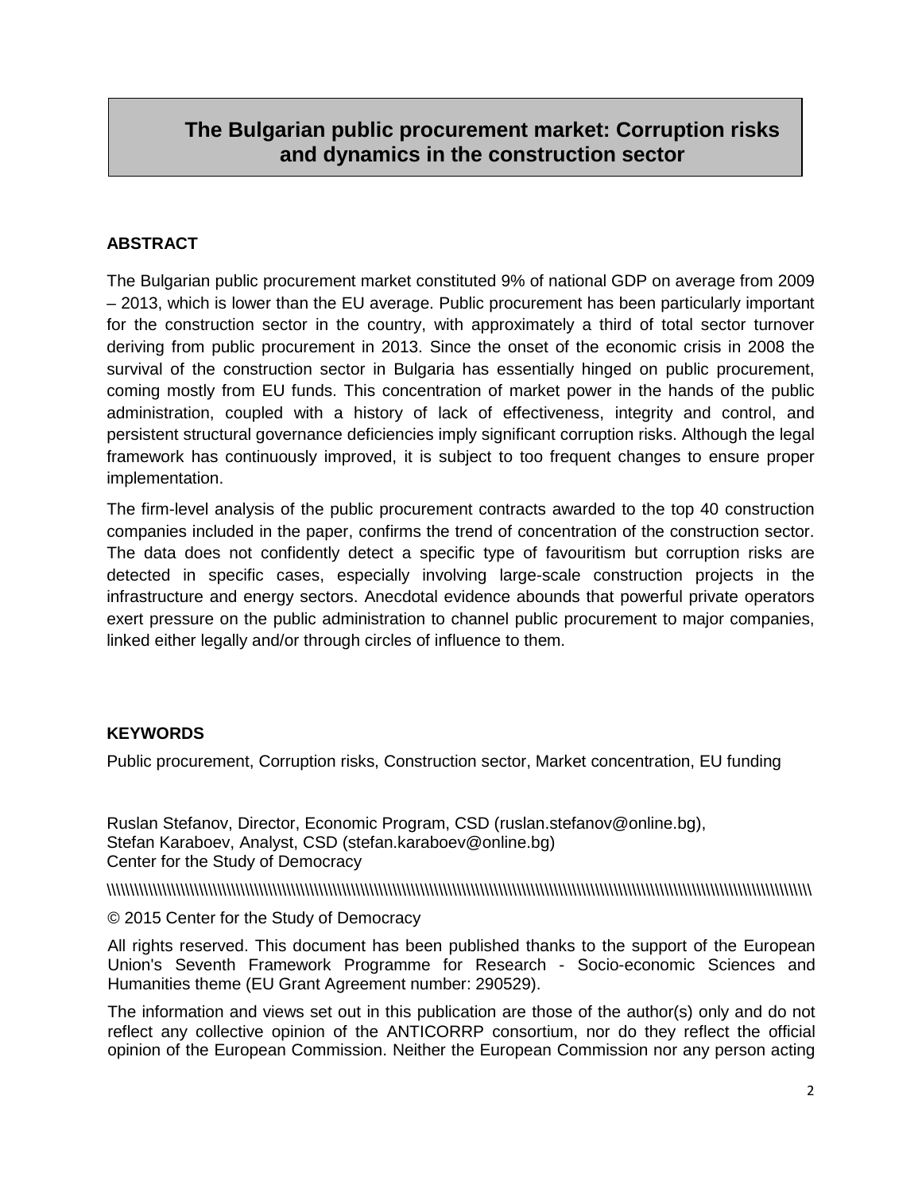# The Bulgarian public procurement market: Corruption risks and dynamics in the construction sector

**ABSTRACT**

The Bulgarian public procurement market constituted 9% of national GDP on average from 2009 – 2013, which is lower than the EU average. Public procurement has been particularly important for the construction sector in the country, with approximately a third of total sector turnover deriving from public procurement in 2013. Since the onset of the economic crisis in 2008 the survival of the construction sector in Bulgaria has essentially hinged on public procurement, coming mostly from EU funds. This concentration of market power in the hands of the public administration, coupled with a history of lack of effectiveness, integrity and control, and persistent structural governance deficiencies imply significant corruption risks. Although the legal framework has continuously improved, it is subject to too frequent changes to ensure proper implementation.

The firm-level analysis of the public procurement contracts awarded to the top 40 construction companies included in the paper, confirms the trend of concentration of the construction sector. The data does not confidently detect a specific type of favouritism but corruption risks are detected in specific cases, especially involving large-scale construction projects in the infrastructure and energy sectors. Anecdotal evidence abounds that powerful private operators exert pressure on the public administration to channel public procurement to major companies, linked either legally and/or through circles of influence to them.

**KEYWORDS**

Public procurement, Corruption risks, Construction sector, Market concentration, EU funding

Ruslan Stefanov, Director, Economic Program, CSD (ruslan.stefanov@online.bg),
Stefan Karaboev, Analyst, CSD (stefan.karaboev@online.bg)
Center for the Study of Democracy

\\\\\\\\\\\\\\\\\\\\\\\\\\\\\\\\\\\\\\\\\\\\\\\\\\\\\\\\\\\\\\\\\\\\\\\\\\\\\\\\\\\\\\\\\\\\\\\\\\\\\\\\\\\\\\\\\\\\\\\\\\\\\\\\\\\\\\\\\\\\\\\\\\\\\\\\\\\\\\\\\\\\\\\\\\\\\\\

© 2015 Center for the Study of Democracy

All rights reserved. This document has been published thanks to the support of the European Union's Seventh Framework Programme for Research - Socio-economic Sciences and Humanities theme (EU Grant Agreement number: 290529).

The information and views set out in this publication are those of the author(s) only and do not reflect any collective opinion of the ANTICORRP consortium, nor do they reflect the official opinion of the European Commission. Neither the European Commission nor any person acting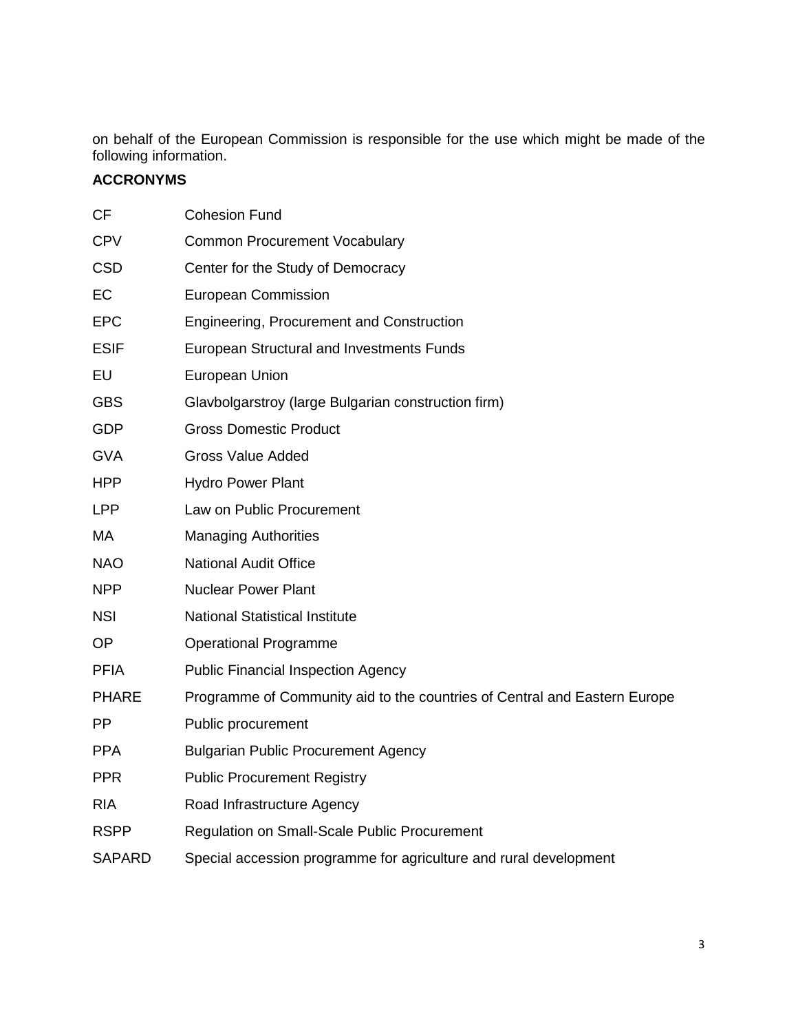on behalf of the European Commission is responsible for the use which might be made of the following information.

**ACCRONYMS**

| | |
|---|---|
| CF | Cohesion Fund |
| CPV | Common Procurement Vocabulary |
| CSD | Center for the Study of Democracy |
| EC | European Commission |
| EPC | Engineering, Procurement and Construction |
| ESIF | European Structural and Investments Funds |
| EU | European Union |
| GBS | Glavbolgarstroy (large Bulgarian construction firm) |
| GDP | Gross Domestic Product |
| GVA | Gross Value Added |
| HPP | Hydro Power Plant |
| LPP | Law on Public Procurement |
| MA | Managing Authorities |
| NAO | National Audit Office |
| NPP | Nuclear Power Plant |
| NSI | National Statistical Institute |
| OP | Operational Programme |
| PFIA | Public Financial Inspection Agency |
| PHARE | Programme of Community aid to the countries of Central and Eastern Europe |
| PP | Public procurement |
| PPA | Bulgarian Public Procurement Agency |
| PPR | Public Procurement Registry |
| RIA | Road Infrastructure Agency |
| RSPP | Regulation on Small-Scale Public Procurement |
| SAPARD | Special accession programme for agriculture and rural development |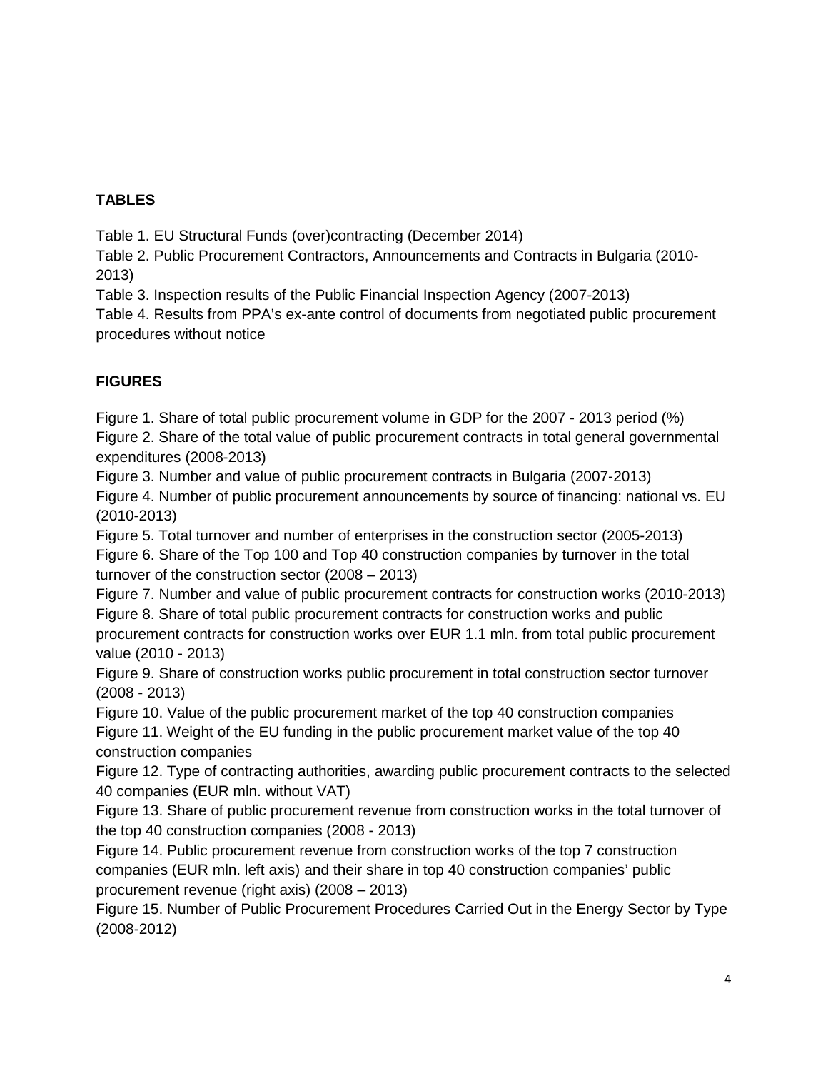## TABLES

Table 1. EU Structural Funds (over)contracting (December 2014)

Table 2. Public Procurement Contractors, Announcements and Contracts in Bulgaria (2010-2013)

Table 3. Inspection results of the Public Financial Inspection Agency (2007-2013)

Table 4. Results from PPA's ex-ante control of documents from negotiated public procurement procedures without notice

## FIGURES

Figure 1. Share of total public procurement volume in GDP for the 2007 - 2013 period (%)

Figure 2. Share of the total value of public procurement contracts in total general governmental expenditures (2008-2013)

Figure 3. Number and value of public procurement contracts in Bulgaria (2007-2013)

Figure 4. Number of public procurement announcements by source of financing: national vs. EU (2010-2013)

Figure 5. Total turnover and number of enterprises in the construction sector (2005-2013)

Figure 6. Share of the Top 100 and Top 40 construction companies by turnover in the total turnover of the construction sector (2008 – 2013)

Figure 7. Number and value of public procurement contracts for construction works (2010-2013)

Figure 8. Share of total public procurement contracts for construction works and public procurement contracts for construction works over EUR 1.1 mln. from total public procurement value (2010 - 2013)

Figure 9. Share of construction works public procurement in total construction sector turnover (2008 - 2013)

Figure 10. Value of the public procurement market of the top 40 construction companies

Figure 11. Weight of the EU funding in the public procurement market value of the top 40 construction companies

Figure 12. Type of contracting authorities, awarding public procurement contracts to the selected 40 companies (EUR mln. without VAT)

Figure 13. Share of public procurement revenue from construction works in the total turnover of the top 40 construction companies (2008 - 2013)

Figure 14. Public procurement revenue from construction works of the top 7 construction companies (EUR mln. left axis) and their share in top 40 construction companies' public procurement revenue (right axis) (2008 – 2013)

Figure 15. Number of Public Procurement Procedures Carried Out in the Energy Sector by Type (2008-2012)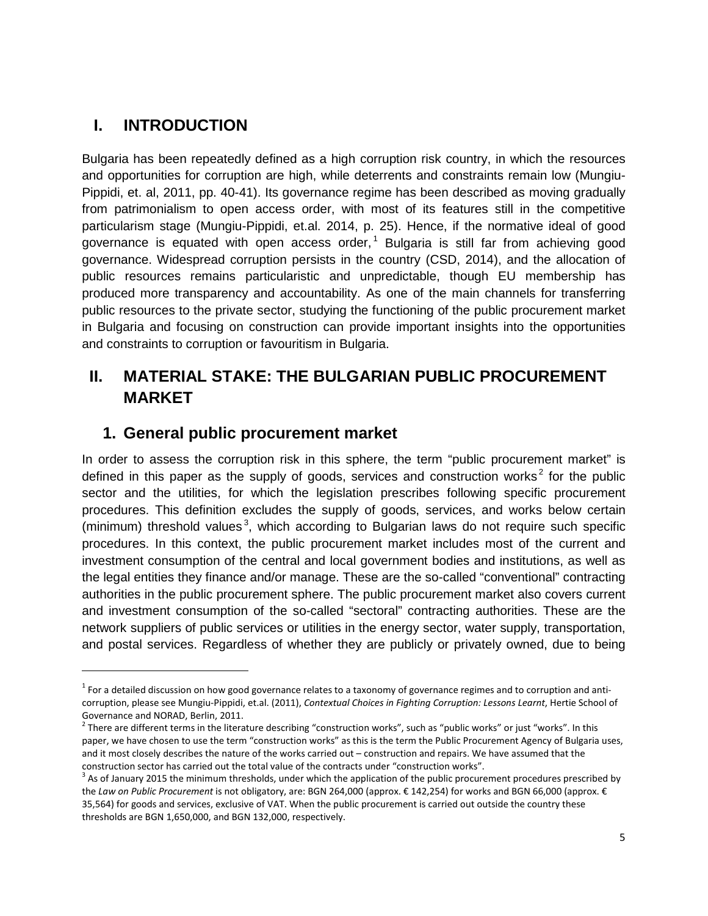## I. INTRODUCTION

Bulgaria has been repeatedly defined as a high corruption risk country, in which the resources and opportunities for corruption are high, while deterrents and constraints remain low (Mungiu-Pippidi, et. al, 2011, pp. 40-41). Its governance regime has been described as moving gradually from patrimonialism to open access order, with most of its features still in the competitive particularism stage (Mungiu-Pippidi, et.al. 2014, p. 25). Hence, if the normative ideal of good governance is equated with open access order,[1] Bulgaria is still far from achieving good governance. Widespread corruption persists in the country (CSD, 2014), and the allocation of public resources remains particularistic and unpredictable, though EU membership has produced more transparency and accountability. As one of the main channels for transferring public resources to the private sector, studying the functioning of the public procurement market in Bulgaria and focusing on construction can provide important insights into the opportunities and constraints to corruption or favouritism in Bulgaria.

## II. MATERIAL STAKE: THE BULGARIAN PUBLIC PROCUREMENT MARKET

### 1. General public procurement market

In order to assess the corruption risk in this sphere, the term "public procurement market" is defined in this paper as the supply of goods, services and construction works[2] for the public sector and the utilities, for which the legislation prescribes following specific procurement procedures. This definition excludes the supply of goods, services, and works below certain (minimum) threshold values[3], which according to Bulgarian laws do not require such specific procedures. In this context, the public procurement market includes most of the current and investment consumption of the central and local government bodies and institutions, as well as the legal entities they finance and/or manage. These are the so-called "conventional" contracting authorities in the public procurement sphere. The public procurement market also covers current and investment consumption of the so-called "sectoral" contracting authorities. These are the network suppliers of public services or utilities in the energy sector, water supply, transportation, and postal services. Regardless of whether they are publicly or privately owned, due to being

---

[1] For a detailed discussion on how good governance relates to a taxonomy of governance regimes and to corruption and anti-corruption, please see Mungiu-Pippidi, et.al. (2011), *Contextual Choices in Fighting Corruption: Lessons Learnt*, Hertie School of Governance and NORAD, Berlin, 2011.

[2] There are different terms in the literature describing "construction works", such as "public works" or just "works". In this paper, we have chosen to use the term "construction works" as this is the term the Public Procurement Agency of Bulgaria uses, and it most closely describes the nature of the works carried out – construction and repairs. We have assumed that the construction sector has carried out the total value of the contracts under "construction works".

[3] As of January 2015 the minimum thresholds, under which the application of the public procurement procedures prescribed by the *Law on Public Procurement* is not obligatory, are: BGN 264,000 (approx. € 142,254) for works and BGN 66,000 (approx. € 35,564) for goods and services, exclusive of VAT. When the public procurement is carried out outside the country these thresholds are BGN 1,650,000, and BGN 132,000, respectively.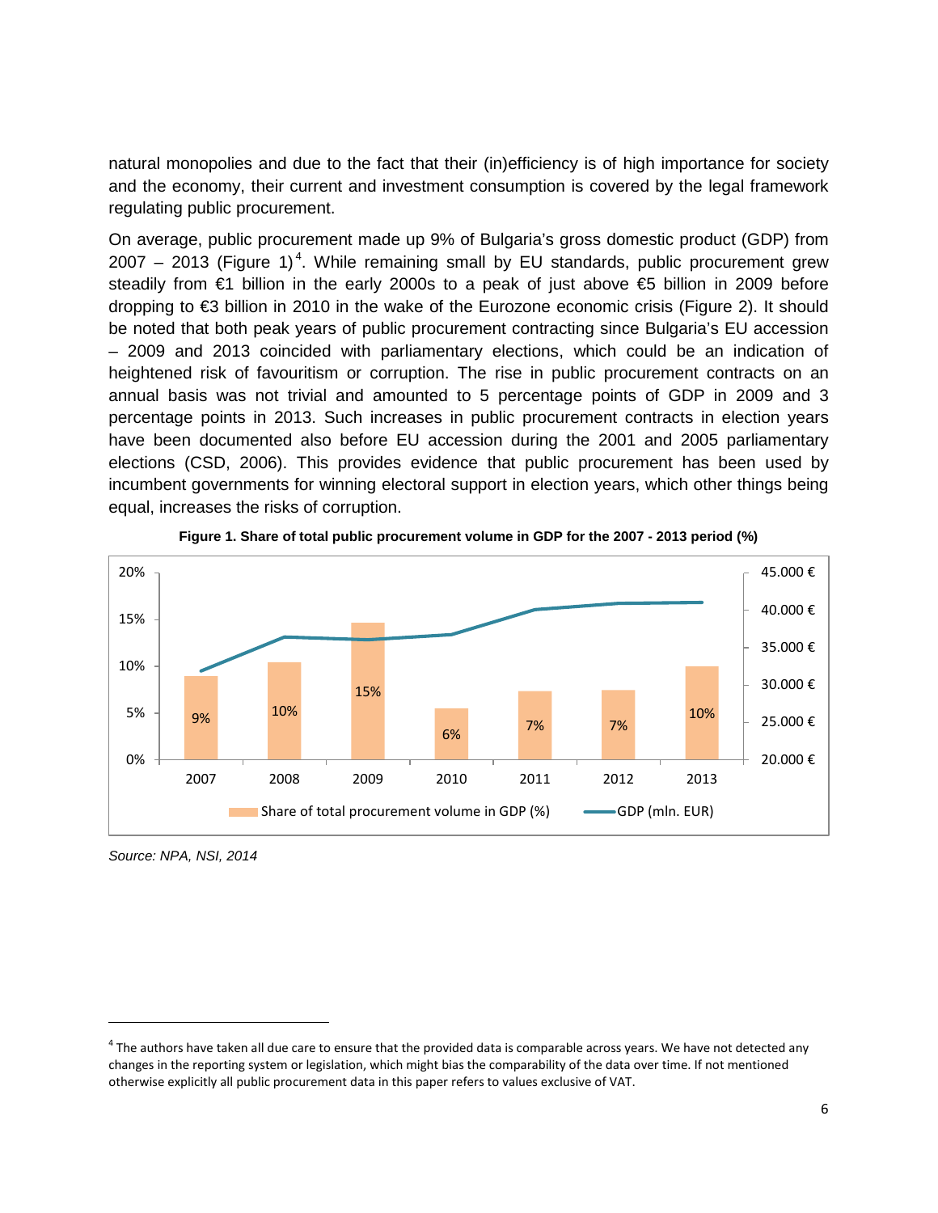natural monopolies and due to the fact that their (in)efficiency is of high importance for society and the economy, their current and investment consumption is covered by the legal framework regulating public procurement.

On average, public procurement made up 9% of Bulgaria's gross domestic product (GDP) from 2007 – 2013 (Figure 1)[4]. While remaining small by EU standards, public procurement grew steadily from €1 billion in the early 2000s to a peak of just above €5 billion in 2009 before dropping to €3 billion in 2010 in the wake of the Eurozone economic crisis (Figure 2). It should be noted that both peak years of public procurement contracting since Bulgaria's EU accession – 2009 and 2013 coincided with parliamentary elections, which could be an indication of heightened risk of favouritism or corruption. The rise in public procurement contracts on an annual basis was not trivial and amounted to 5 percentage points of GDP in 2009 and 3 percentage points in 2013. Such increases in public procurement contracts in election years have been documented also before EU accession during the 2001 and 2005 parliamentary elections (CSD, 2006). This provides evidence that public procurement has been used by incumbent governments for winning electoral support in election years, which other things being equal, increases the risks of corruption.

**Figure 1. Share of total public procurement volume in GDP for the 2007 - 2013 period (%)**

| Year | Share of total procurement volume in GDP (%) |
|---|---|
| 2007 | 9% |
| 2008 | 10% |
| 2009 | 15% |
| 2010 | 6% |
| 2011 | 7% |
| 2012 | 7% |
| 2013 | 10% |

*Source: NPA, NSI, 2014*

[4] The authors have taken all due care to ensure that the provided data is comparable across years. We have not detected any changes in the reporting system or legislation, which might bias the comparability of the data over time. If not mentioned otherwise explicitly all public procurement data in this paper refers to values exclusive of VAT.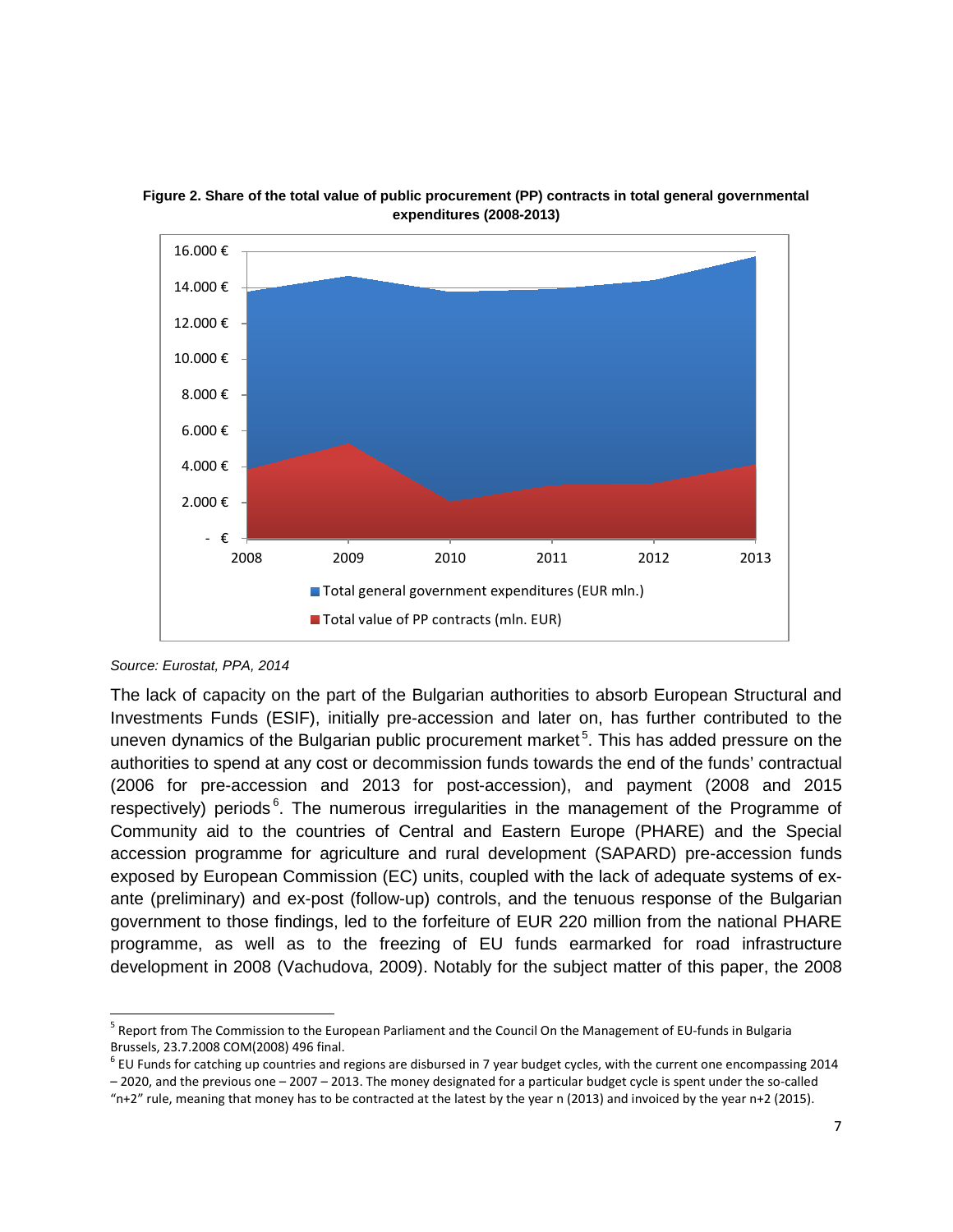**Figure 2. Share of the total value of public procurement (PP) contracts in total general governmental expenditures (2008-2013)**

*Source: Eurostat, PPA, 2014*

The lack of capacity on the part of the Bulgarian authorities to absorb European Structural and Investments Funds (ESIF), initially pre-accession and later on, has further contributed to the uneven dynamics of the Bulgarian public procurement market[5]. This has added pressure on the authorities to spend at any cost or decommission funds towards the end of the funds' contractual (2006 for pre-accession and 2013 for post-accession), and payment (2008 and 2015 respectively) periods[6]. The numerous irregularities in the management of the Programme of Community aid to the countries of Central and Eastern Europe (PHARE) and the Special accession programme for agriculture and rural development (SAPARD) pre-accession funds exposed by European Commission (EC) units, coupled with the lack of adequate systems of ex-ante (preliminary) and ex-post (follow-up) controls, and the tenuous response of the Bulgarian government to those findings, led to the forfeiture of EUR 220 million from the national PHARE programme, as well as to the freezing of EU funds earmarked for road infrastructure development in 2008 (Vachudova, 2009). Notably for the subject matter of this paper, the 2008

---

[5] Report from The Commission to the European Parliament and the Council On the Management of EU-funds in Bulgaria Brussels, 23.7.2008 COM(2008) 496 final.

[6] EU Funds for catching up countries and regions are disbursed in 7 year budget cycles, with the current one encompassing 2014 – 2020, and the previous one – 2007 – 2013. The money designated for a particular budget cycle is spent under the so-called "n+2" rule, meaning that money has to be contracted at the latest by the year n (2013) and invoiced by the year n+2 (2015).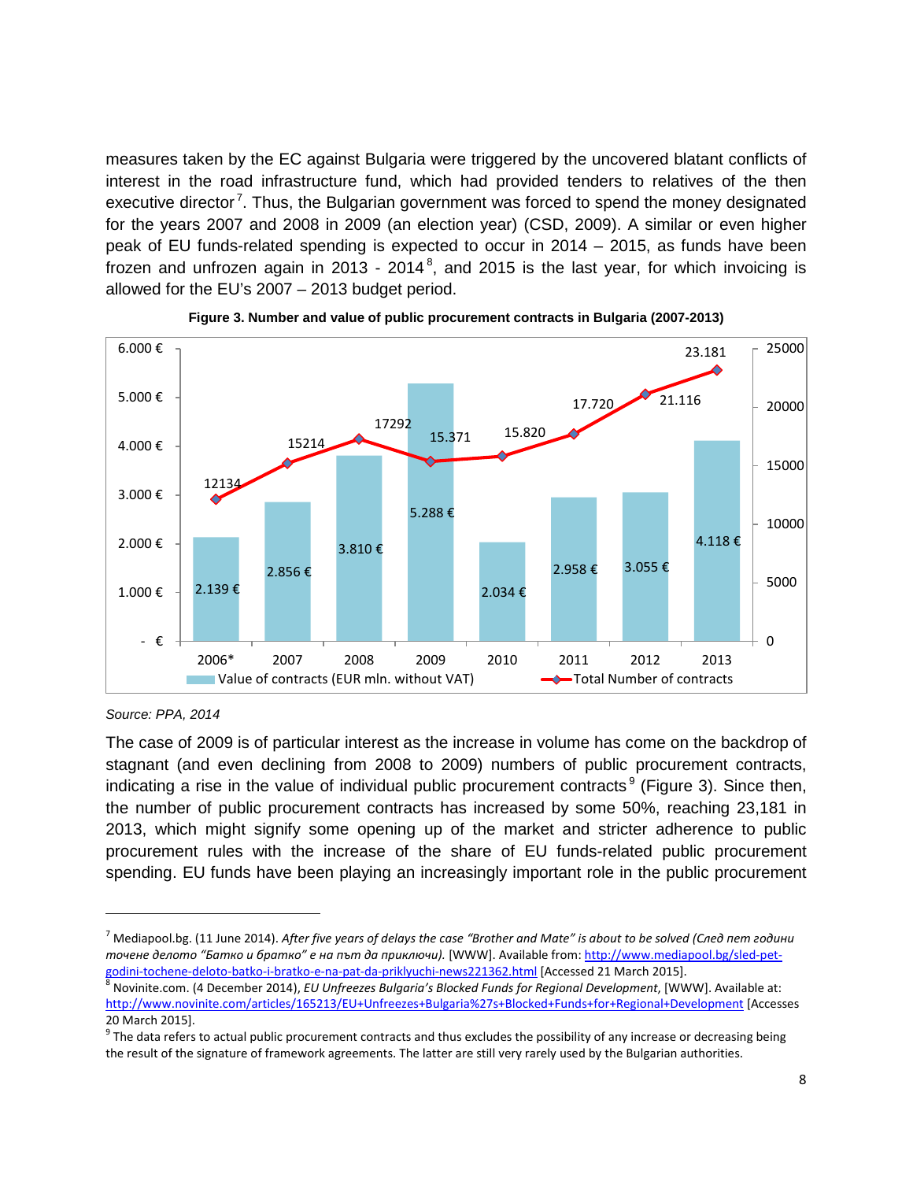measures taken by the EC against Bulgaria were triggered by the uncovered blatant conflicts of interest in the road infrastructure fund, which had provided tenders to relatives of the then executive director[7]. Thus, the Bulgarian government was forced to spend the money designated for the years 2007 and 2008 in 2009 (an election year) (CSD, 2009). A similar or even higher peak of EU funds-related spending is expected to occur in 2014 – 2015, as funds have been frozen and unfrozen again in 2013 - 2014[8], and 2015 is the last year, for which invoicing is allowed for the EU's 2007 – 2013 budget period.

**Figure 3. Number and value of public procurement contracts in Bulgaria (2007-2013)**

| | 2006* | 2007 | 2008 | 2009 | 2010 | 2011 | 2012 | 2013 |
|---|---|---|---|---|---|---|---|---|
| Value of contracts (EUR mln. without VAT) | 2.139 € | 2.856 € | 3.810 € | 5.288 € | 2.034 € | 2.958 € | 3.055 € | 4.118 € |
| Total Number of contracts | 12134 | 15214 | 17292 | 15.371 | 15.820 | 17.720 | 21.116 | 23.181 |

*Source: PPA, 2014*

The case of 2009 is of particular interest as the increase in volume has come on the backdrop of stagnant (and even declining from 2008 to 2009) numbers of public procurement contracts, indicating a rise in the value of individual public procurement contracts[9] (Figure 3). Since then, the number of public procurement contracts has increased by some 50%, reaching 23,181 in 2013, which might signify some opening up of the market and stricter adherence to public procurement rules with the increase of the share of EU funds-related public procurement spending. EU funds have been playing an increasingly important role in the public procurement

---

[7] Mediapool.bg. (11 June 2014). *After five years of delays the case "Brother and Mate" is about to be solved (След пет години точене делото "Батко и братко" е на път да приключи).* [WWW]. Available from: http://www.mediapool.bg/sled-pet-godini-tochene-deloto-batko-i-bratko-e-na-pat-da-priklyuchi-news221362.html [Accessed 21 March 2015].

[8] Novinite.com. (4 December 2014), *EU Unfreezes Bulgaria's Blocked Funds for Regional Development*, [WWW]. Available at: http://www.novinite.com/articles/165213/EU+Unfreezes+Bulgaria%27s+Blocked+Funds+for+Regional+Development [Accesses 20 March 2015].

[9] The data refers to actual public procurement contracts and thus excludes the possibility of any increase or decreasing being the result of the signature of framework agreements. The latter are still very rarely used by the Bulgarian authorities.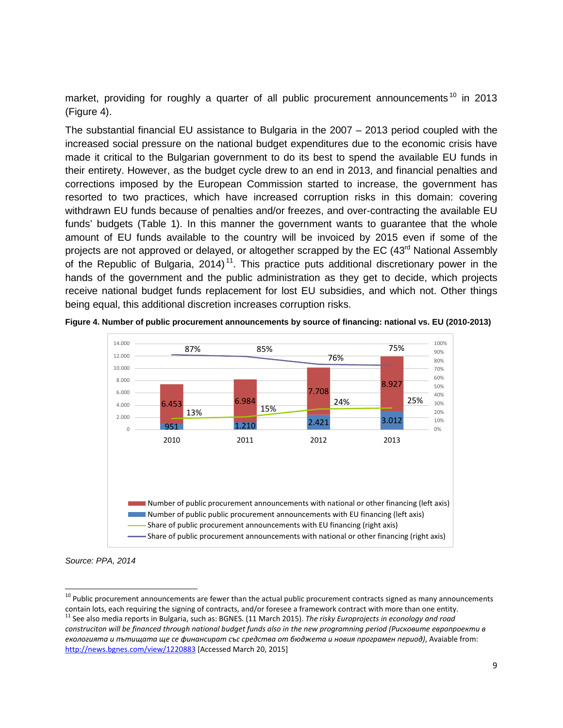market, providing for roughly a quarter of all public procurement announcements[10] in 2013 (Figure 4).

The substantial financial EU assistance to Bulgaria in the 2007 – 2013 period coupled with the increased social pressure on the national budget expenditures due to the economic crisis have made it critical to the Bulgarian government to do its best to spend the available EU funds in their entirety. However, as the budget cycle drew to an end in 2013, and financial penalties and corrections imposed by the European Commission started to increase, the government has resorted to two practices, which have increased corruption risks in this domain: covering withdrawn EU funds because of penalties and/or freezes, and over-contracting the available EU funds' budgets (Table 1). In this manner the government wants to guarantee that the whole amount of EU funds available to the country will be invoiced by 2015 even if some of the projects are not approved or delayed, or altogether scrapped by the EC (43rd National Assembly of the Republic of Bulgaria, 2014)[11]. This practice puts additional discretionary power in the hands of the government and the public administration as they get to decide, which projects receive national budget funds replacement for lost EU subsidies, and which not. Other things being equal, this additional discretion increases corruption risks.

**Figure 4. Number of public procurement announcements by source of financing: national vs. EU (2010-2013)**

| | 2010 | 2011 | 2012 | 2013 |
|---|---|---|---|---|
| Number of public procurement announcements with national or other financing (left axis) | 6.453 | 6.984 | 7.708 | 8.927 |
| Number of public public procurement announcements with EU financing (left axis) | 951 | 1.210 | 2.421 | 3.012 |
| Share of public procurement announcements with EU financing (right axis) | 13% | 15% | 24% | 25% |
| Share of public procurement announcements with national or other financing (right axis) | 87% | 85% | 76% | 75% |

*Source: PPA, 2014*

---

[10] Public procurement announcements are fewer than the actual public procurement contracts signed as many announcements contain lots, each requiring the signing of contracts, and/or foresee a framework contract with more than one entity.

[11] See also media reports in Bulgaria, such as: BGNES. (11 March 2015). *The risky Europrojects in econology and road construciton will be financed through national budget funds also in the new programming period (Рисковите европроекти в екологията и пътищата ще се финансират със средства от бюджета и новия програмен период)*, Avaiable from: http://news.bgnes.com/view/1220883 [Accessed March 20, 2015]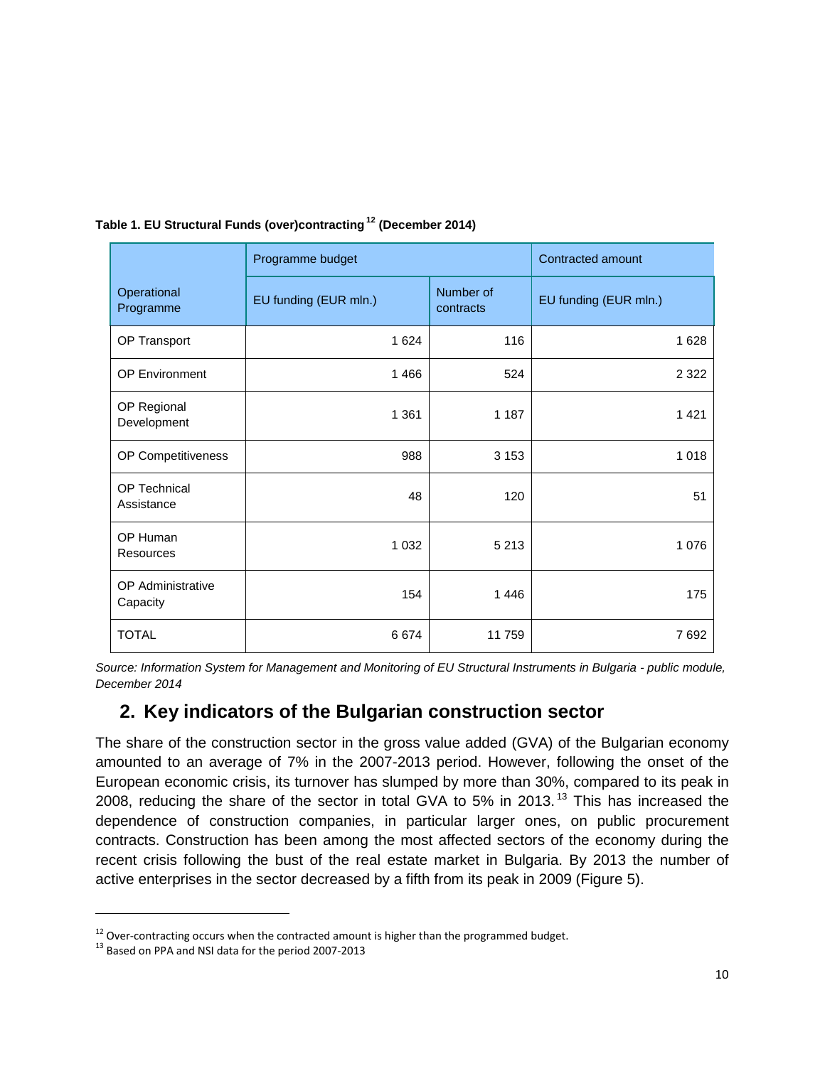**Table 1. EU Structural Funds (over)contracting[12] (December 2014)**

| Operational Programme | Programme budget | | Contracted amount |
|---|---|---|---|
| | EU funding (EUR mln.) | Number of contracts | EU funding (EUR mln.) |
| OP Transport | 1 624 | 116 | 1 628 |
| OP Environment | 1 466 | 524 | 2 322 |
| OP Regional Development | 1 361 | 1 187 | 1 421 |
| OP Competitiveness | 988 | 3 153 | 1 018 |
| OP Technical Assistance | 48 | 120 | 51 |
| OP Human Resources | 1 032 | 5 213 | 1 076 |
| OP Administrative Capacity | 154 | 1 446 | 175 |
| TOTAL | 6 674 | 11 759 | 7 692 |

*Source: Information System for Management and Monitoring of EU Structural Instruments in Bulgaria - public module, December 2014*

## 2. Key indicators of the Bulgarian construction sector

The share of the construction sector in the gross value added (GVA) of the Bulgarian economy amounted to an average of 7% in the 2007-2013 period. However, following the onset of the European economic crisis, its turnover has slumped by more than 30%, compared to its peak in 2008, reducing the share of the sector in total GVA to 5% in 2013.[13] This has increased the dependence of construction companies, in particular larger ones, on public procurement contracts. Construction has been among the most affected sectors of the economy during the recent crisis following the bust of the real estate market in Bulgaria. By 2013 the number of active enterprises in the sector decreased by a fifth from its peak in 2009 (Figure 5).

---

[12] Over-contracting occurs when the contracted amount is higher than the programmed budget.

[13] Based on PPA and NSI data for the period 2007-2013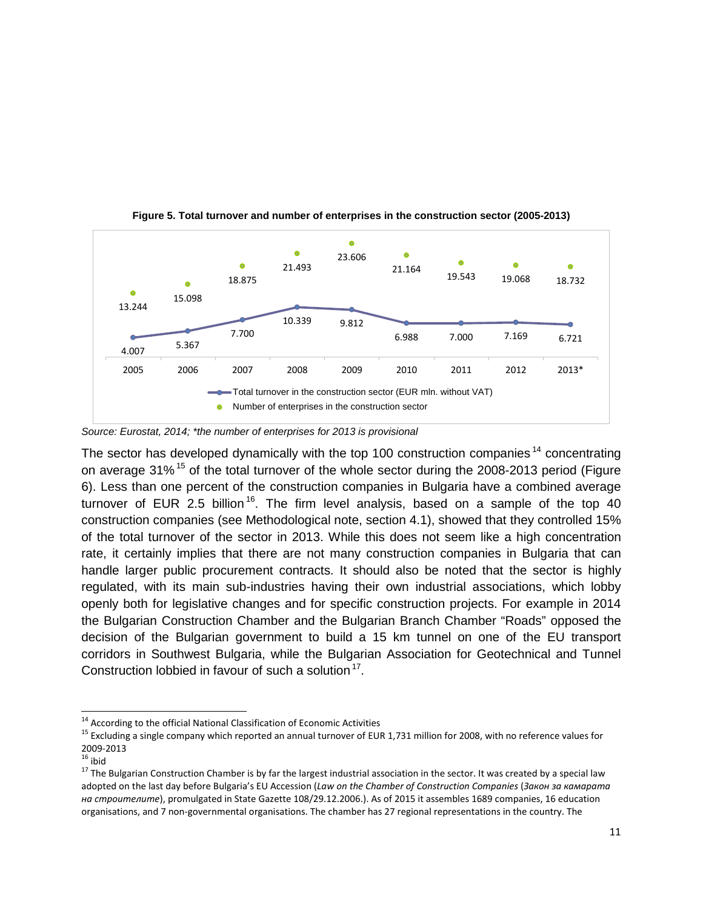**Figure 5. Total turnover and number of enterprises in the construction sector (2005-2013)**

| | 2005 | 2006 | 2007 | 2008 | 2009 | 2010 | 2011 | 2012 | 2013* |
|---|---|---|---|---|---|---|---|---|---|
| Total turnover in the construction sector (EUR mln. without VAT) | 4.007 | 5.367 | 7.700 | 10.339 | 9.812 | 6.988 | 7.000 | 7.169 | 6.721 |
| Number of enterprises in the construction sector | 13.244 | 15.098 | 18.875 | 21.493 | 23.606 | 21.164 | 19.543 | 19.068 | 18.732 |

*Source: Eurostat, 2014; *the number of enterprises for 2013 is provisional*

The sector has developed dynamically with the top 100 construction companies[14] concentrating on average 31%[15] of the total turnover of the whole sector during the 2008-2013 period (Figure 6). Less than one percent of the construction companies in Bulgaria have a combined average turnover of EUR 2.5 billion[16]. The firm level analysis, based on a sample of the top 40 construction companies (see Methodological note, section 4.1), showed that they controlled 15% of the total turnover of the sector in 2013. While this does not seem like a high concentration rate, it certainly implies that there are not many construction companies in Bulgaria that can handle larger public procurement contracts. It should also be noted that the sector is highly regulated, with its main sub-industries having their own industrial associations, which lobby openly both for legislative changes and for specific construction projects. For example in 2014 the Bulgarian Construction Chamber and the Bulgarian Branch Chamber "Roads" opposed the decision of the Bulgarian government to build a 15 km tunnel on one of the EU transport corridors in Southwest Bulgaria, while the Bulgarian Association for Geotechnical and Tunnel Construction lobbied in favour of such a solution[17].

---

[14] According to the official National Classification of Economic Activities

[15] Excluding a single company which reported an annual turnover of EUR 1,731 million for 2008, with no reference values for 2009-2013

[16] ibid

[17] The Bulgarian Construction Chamber is by far the largest industrial association in the sector. It was created by a special law adopted on the last day before Bulgaria's EU Accession (*Law on the Chamber of Construction Companies* (*Закон за камарата на строителите*), promulgated in State Gazette 108/29.12.2006.). As of 2015 it assembles 1689 companies, 16 education organisations, and 7 non-governmental organisations. The chamber has 27 regional representations in the country. The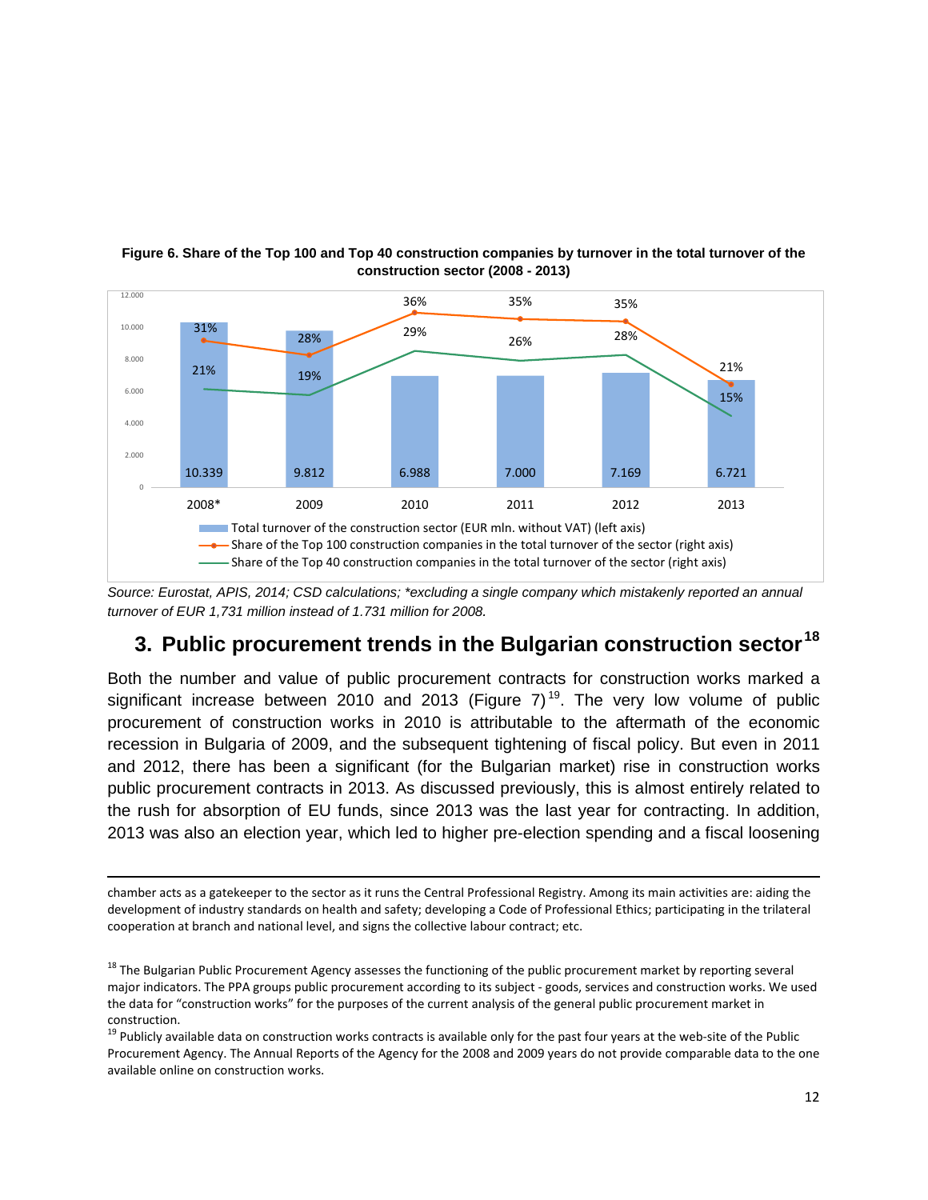**Figure 6. Share of the Top 100 and Top 40 construction companies by turnover in the total turnover of the construction sector (2008 - 2013)**

| Year | Total turnover of the construction sector (EUR mln. without VAT) (left axis) | Share of the Top 100 construction companies in the total turnover of the sector (right axis) | Share of the Top 40 construction companies in the total turnover of the sector (right axis) |
|---|---|---|---|
| 2008* | 10.339 | 31% | 21% |
| 2009 | 9.812 | 28% | 19% |
| 2010 | 6.988 | 36% | 29% |
| 2011 | 7.000 | 35% | 26% |
| 2012 | 7.169 | 35% | 28% |
| 2013 | 6.721 | 21% | 15% |

*Source: Eurostat, APIS, 2014; CSD calculations; \*excluding a single company which mistakenly reported an annual turnover of EUR 1,731 million instead of 1.731 million for 2008.*

## 3. Public procurement trends in the Bulgarian construction sector[18]

Both the number and value of public procurement contracts for construction works marked a significant increase between 2010 and 2013 (Figure 7)[19]. The very low volume of public procurement of construction works in 2010 is attributable to the aftermath of the economic recession in Bulgaria of 2009, and the subsequent tightening of fiscal policy. But even in 2011 and 2012, there has been a significant (for the Bulgarian market) rise in construction works public procurement contracts in 2013. As discussed previously, this is almost entirely related to the rush for absorption of EU funds, since 2013 was the last year for contracting. In addition, 2013 was also an election year, which led to higher pre-election spending and a fiscal loosening

---

chamber acts as a gatekeeper to the sector as it runs the Central Professional Registry. Among its main activities are: aiding the development of industry standards on health and safety; developing a Code of Professional Ethics; participating in the trilateral cooperation at branch and national level, and signs the collective labour contract; etc.

[18] The Bulgarian Public Procurement Agency assesses the functioning of the public procurement market by reporting several major indicators. The PPA groups public procurement according to its subject - goods, services and construction works. We used the data for "construction works" for the purposes of the current analysis of the general public procurement market in construction.

[19] Publicly available data on construction works contracts is available only for the past four years at the web-site of the Public Procurement Agency. The Annual Reports of the Agency for the 2008 and 2009 years do not provide comparable data to the one available online on construction works.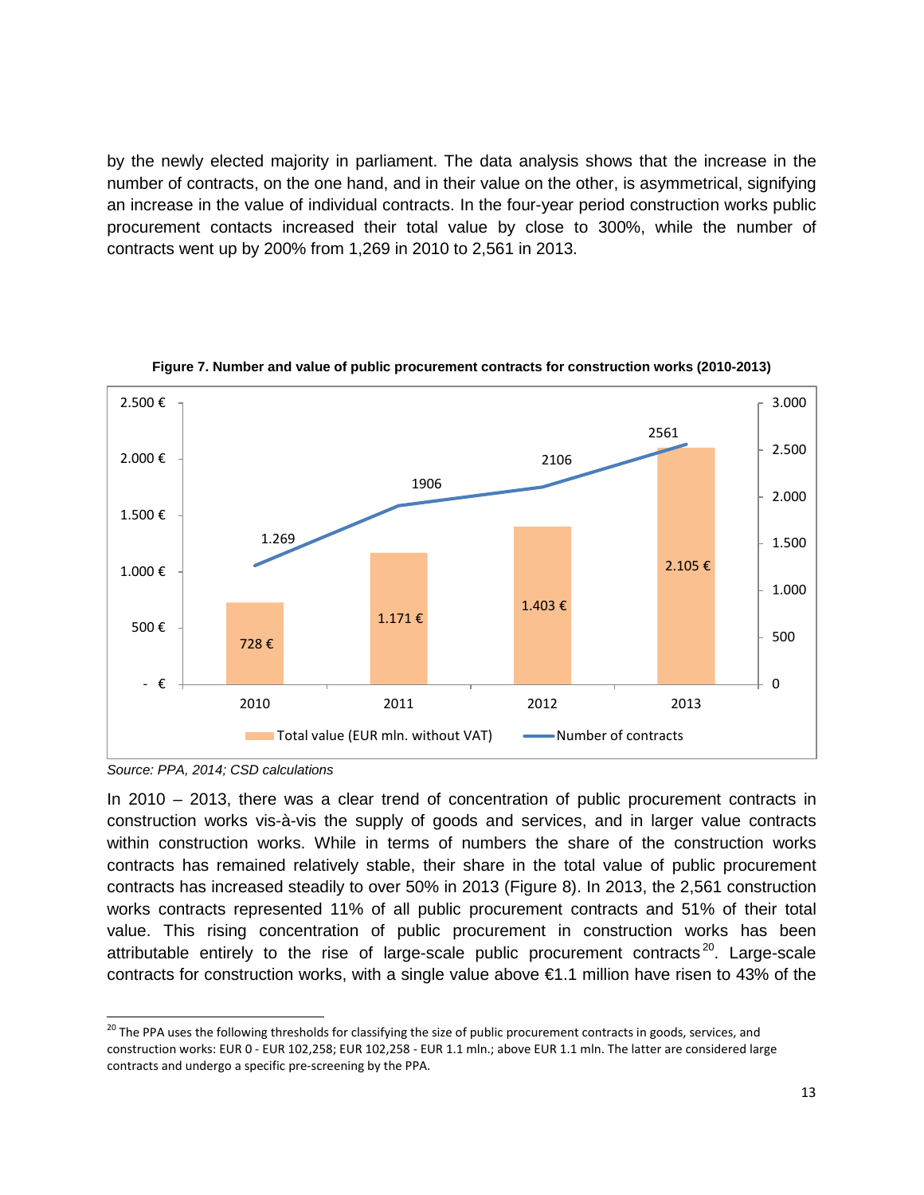by the newly elected majority in parliament. The data analysis shows that the increase in the number of contracts, on the one hand, and in their value on the other, is asymmetrical, signifying an increase in the value of individual contracts. In the four-year period construction works public procurement contacts increased their total value by close to 300%, while the number of contracts went up by 200% from 1,269 in 2010 to 2,561 in 2013.

**Figure 7. Number and value of public procurement contracts for construction works (2010-2013)**

| Year | Total value (EUR mln. without VAT) | Number of contracts |
| --- | --- | --- |
| 2010 | 728 € | 1.269 |
| 2011 | 1.171 € | 1906 |
| 2012 | 1.403 € | 2106 |
| 2013 | 2.105 € | 2561 |

*Source: PPA, 2014; CSD calculations*

In 2010 – 2013, there was a clear trend of concentration of public procurement contracts in construction works vis-à-vis the supply of goods and services, and in larger value contracts within construction works. While in terms of numbers the share of the construction works contracts has remained relatively stable, their share in the total value of public procurement contracts has increased steadily to over 50% in 2013 (Figure 8). In 2013, the 2,561 construction works contracts represented 11% of all public procurement contracts and 51% of their total value. This rising concentration of public procurement in construction works has been attributable entirely to the rise of large-scale public procurement contracts[20]. Large-scale contracts for construction works, with a single value above €1.1 million have risen to 43% of the

[20] The PPA uses the following thresholds for classifying the size of public procurement contracts in goods, services, and construction works: EUR 0 - EUR 102,258; EUR 102,258 - EUR 1.1 mln.; above EUR 1.1 mln. The latter are considered large contracts and undergo a specific pre-screening by the PPA.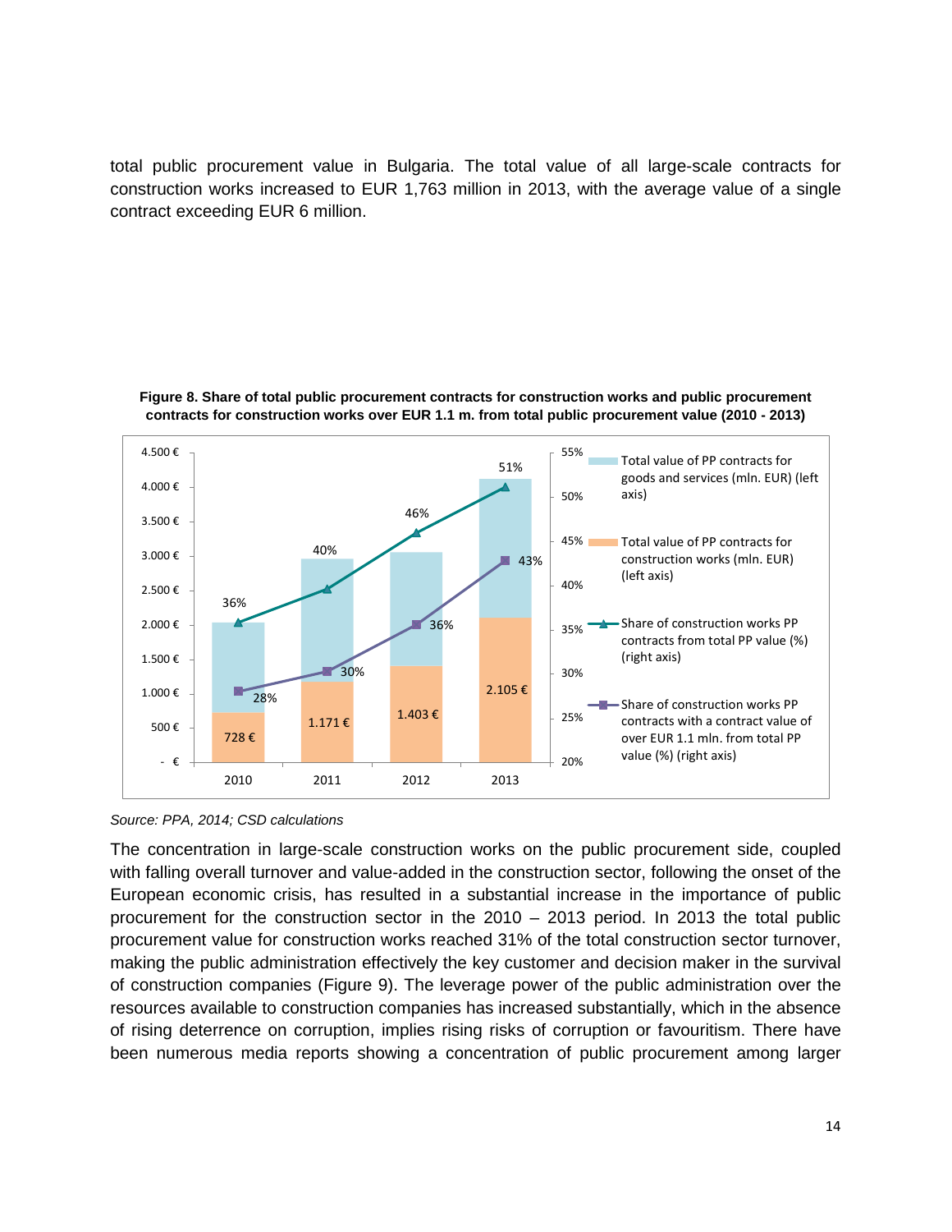total public procurement value in Bulgaria. The total value of all large-scale contracts for construction works increased to EUR 1,763 million in 2013, with the average value of a single contract exceeding EUR 6 million.

**Figure 8. Share of total public procurement contracts for construction works and public procurement contracts for construction works over EUR 1.1 m. from total public procurement value (2010 - 2013)**

*Source: PPA, 2014; CSD calculations*

The concentration in large-scale construction works on the public procurement side, coupled with falling overall turnover and value-added in the construction sector, following the onset of the European economic crisis, has resulted in a substantial increase in the importance of public procurement for the construction sector in the 2010 – 2013 period. In 2013 the total public procurement value for construction works reached 31% of the total construction sector turnover, making the public administration effectively the key customer and decision maker in the survival of construction companies (Figure 9). The leverage power of the public administration over the resources available to construction companies has increased substantially, which in the absence of rising deterrence on corruption, implies rising risks of corruption or favouritism. There have been numerous media reports showing a concentration of public procurement among larger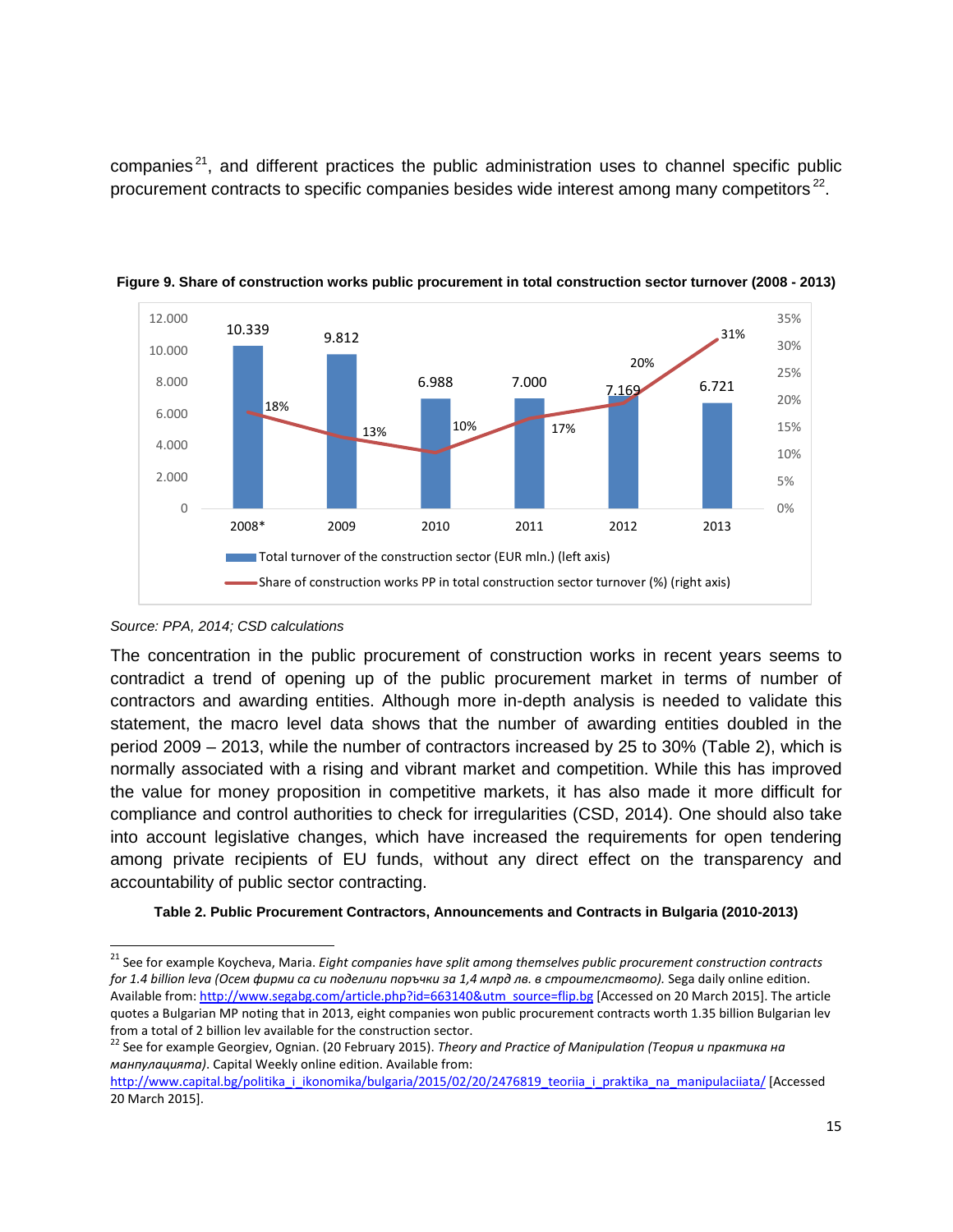companies[21], and different practices the public administration uses to channel specific public procurement contracts to specific companies besides wide interest among many competitors[22].

**Figure 9. Share of construction works public procurement in total construction sector turnover (2008 - 2013)**

| Year | Total turnover of the construction sector (EUR mln.) (left axis) | Share of construction works PP in total construction sector turnover (%) (right axis) |
|---|---|---|
| 2008* | 10.339 | 18% |
| 2009 | 9.812 | 13% |
| 2010 | 6.988 | 10% |
| 2011 | 7.000 | 17% |
| 2012 | 7.169 | 20% |
| 2013 | 6.721 | 31% |

*Source: PPA, 2014; CSD calculations*

The concentration in the public procurement of construction works in recent years seems to contradict a trend of opening up of the public procurement market in terms of number of contractors and awarding entities. Although more in-depth analysis is needed to validate this statement, the macro level data shows that the number of awarding entities doubled in the period 2009 – 2013, while the number of contractors increased by 25 to 30% (Table 2), which is normally associated with a rising and vibrant market and competition. While this has improved the value for money proposition in competitive markets, it has also made it more difficult for compliance and control authorities to check for irregularities (CSD, 2014). One should also take into account legislative changes, which have increased the requirements for open tendering among private recipients of EU funds, without any direct effect on the transparency and accountability of public sector contracting.

**Table 2. Public Procurement Contractors, Announcements and Contracts in Bulgaria (2010-2013)**

---

[21] See for example Koycheva, Maria. *Eight companies have split among themselves public procurement construction contracts for 1.4 billion leva (Осем фирми са си поделили поръчки за 1,4 млрд лв. в строителството).* Sega daily online edition. Available from: http://www.segabg.com/article.php?id=663140&utm_source=flip.bg [Accessed on 20 March 2015]. The article quotes a Bulgarian MP noting that in 2013, eight companies won public procurement contracts worth 1.35 billion Bulgarian lev from a total of 2 billion lev available for the construction sector.

[22] See for example Georgiev, Ognian. (20 February 2015). *Theory and Practice of Manipulation (Теория и практика на манпулацията)*. Capital Weekly online edition. Available from: http://www.capital.bg/politika_i_ikonomika/bulgaria/2015/02/20/2476819_teoriia_i_praktika_na_manipulaciiata/ [Accessed 20 March 2015].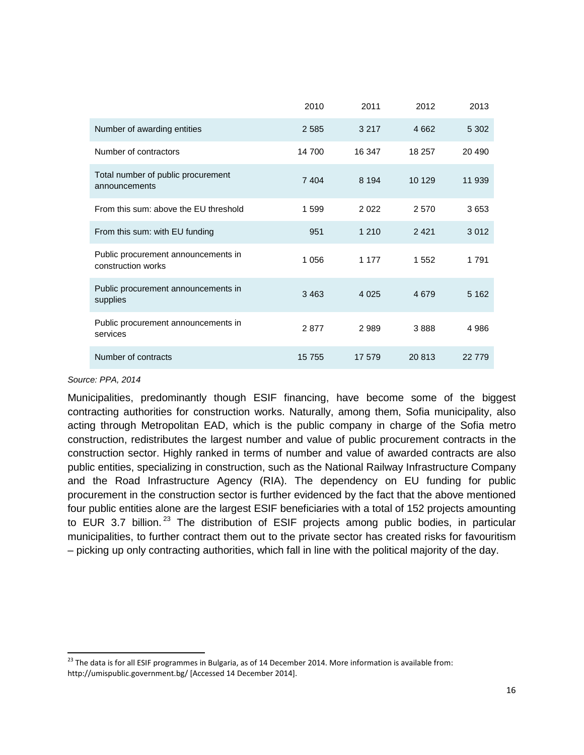| | 2010 | 2011 | 2012 | 2013 |
|---|---|---|---|---|
| Number of awarding entities | 2 585 | 3 217 | 4 662 | 5 302 |
| Number of contractors | 14 700 | 16 347 | 18 257 | 20 490 |
| Total number of public procurement announcements | 7 404 | 8 194 | 10 129 | 11 939 |
| From this sum: above the EU threshold | 1 599 | 2 022 | 2 570 | 3 653 |
| From this sum: with EU funding | 951 | 1 210 | 2 421 | 3 012 |
| Public procurement announcements in construction works | 1 056 | 1 177 | 1 552 | 1 791 |
| Public procurement announcements in supplies | 3 463 | 4 025 | 4 679 | 5 162 |
| Public procurement announcements in services | 2 877 | 2 989 | 3 888 | 4 986 |
| Number of contracts | 15 755 | 17 579 | 20 813 | 22 779 |

*Source: PPA, 2014*

Municipalities, predominantly though ESIF financing, have become some of the biggest contracting authorities for construction works. Naturally, among them, Sofia municipality, also acting through Metropolitan EAD, which is the public company in charge of the Sofia metro construction, redistributes the largest number and value of public procurement contracts in the construction sector. Highly ranked in terms of number and value of awarded contracts are also public entities, specializing in construction, such as the National Railway Infrastructure Company and the Road Infrastructure Agency (RIA). The dependency on EU funding for public procurement in the construction sector is further evidenced by the fact that the above mentioned four public entities alone are the largest ESIF beneficiaries with a total of 152 projects amounting to EUR 3.7 billion.[23] The distribution of ESIF projects among public bodies, in particular municipalities, to further contract them out to the private sector has created risks for favouritism – picking up only contracting authorities, which fall in line with the political majority of the day.

[23] The data is for all ESIF programmes in Bulgaria, as of 14 December 2014. More information is available from: http://umispublic.government.bg/ [Accessed 14 December 2014].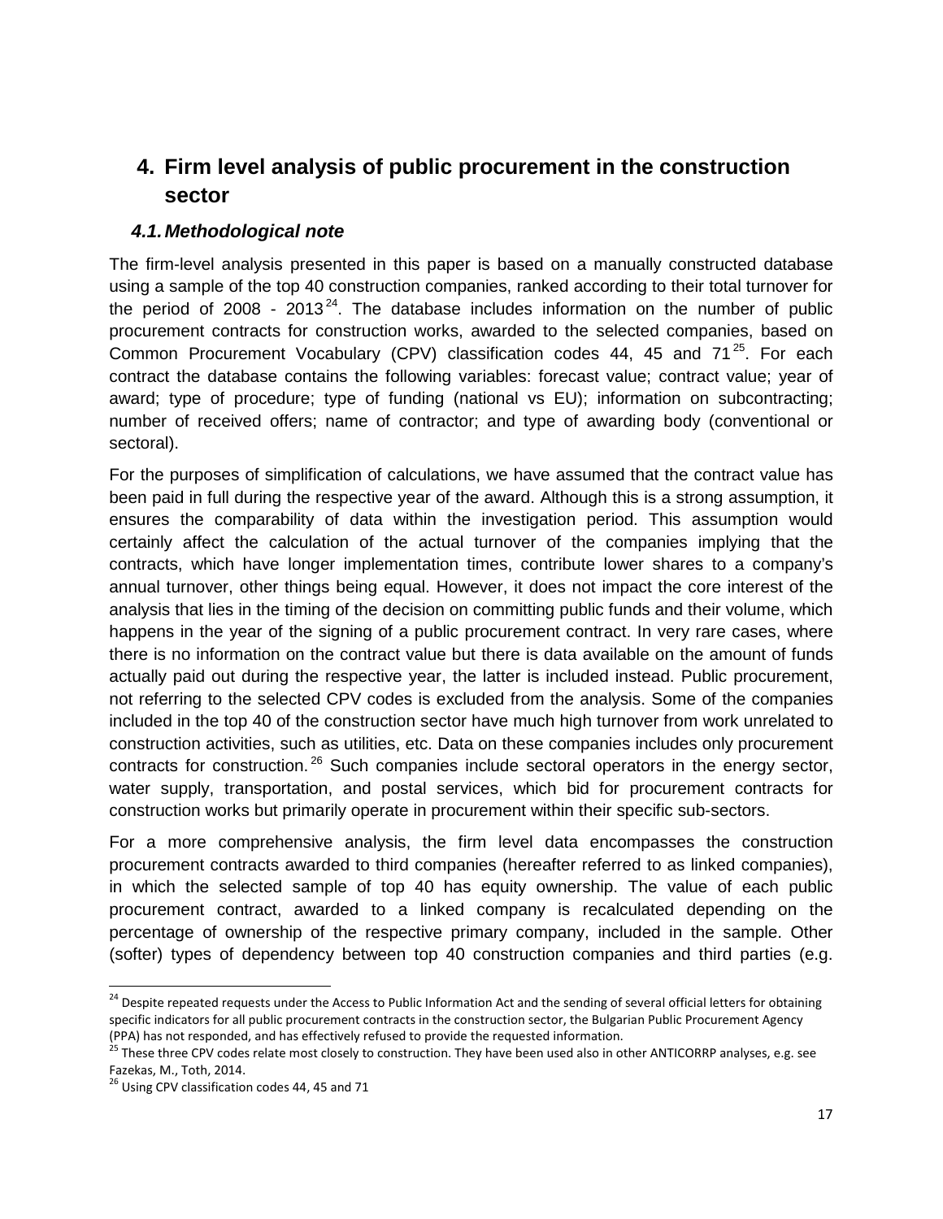# 4. Firm level analysis of public procurement in the construction sector

## 4.1. Methodological note

The firm-level analysis presented in this paper is based on a manually constructed database using a sample of the top 40 construction companies, ranked according to their total turnover for the period of 2008 - 2013[24]. The database includes information on the number of public procurement contracts for construction works, awarded to the selected companies, based on Common Procurement Vocabulary (CPV) classification codes 44, 45 and 71[25]. For each contract the database contains the following variables: forecast value; contract value; year of award; type of procedure; type of funding (national vs EU); information on subcontracting; number of received offers; name of contractor; and type of awarding body (conventional or sectoral).

For the purposes of simplification of calculations, we have assumed that the contract value has been paid in full during the respective year of the award. Although this is a strong assumption, it ensures the comparability of data within the investigation period. This assumption would certainly affect the calculation of the actual turnover of the companies implying that the contracts, which have longer implementation times, contribute lower shares to a company's annual turnover, other things being equal. However, it does not impact the core interest of the analysis that lies in the timing of the decision on committing public funds and their volume, which happens in the year of the signing of a public procurement contract. In very rare cases, where there is no information on the contract value but there is data available on the amount of funds actually paid out during the respective year, the latter is included instead. Public procurement, not referring to the selected CPV codes is excluded from the analysis. Some of the companies included in the top 40 of the construction sector have much high turnover from work unrelated to construction activities, such as utilities, etc. Data on these companies includes only procurement contracts for construction.[26] Such companies include sectoral operators in the energy sector, water supply, transportation, and postal services, which bid for procurement contracts for construction works but primarily operate in procurement within their specific sub-sectors.

For a more comprehensive analysis, the firm level data encompasses the construction procurement contracts awarded to third companies (hereafter referred to as linked companies), in which the selected sample of top 40 has equity ownership. The value of each public procurement contract, awarded to a linked company is recalculated depending on the percentage of ownership of the respective primary company, included in the sample. Other (softer) types of dependency between top 40 construction companies and third parties (e.g.

---

[24] Despite repeated requests under the Access to Public Information Act and the sending of several official letters for obtaining specific indicators for all public procurement contracts in the construction sector, the Bulgarian Public Procurement Agency (PPA) has not responded, and has effectively refused to provide the requested information.

[25] These three CPV codes relate most closely to construction. They have been used also in other ANTICORRP analyses, e.g. see Fazekas, M., Toth, 2014.

[26] Using CPV classification codes 44, 45 and 71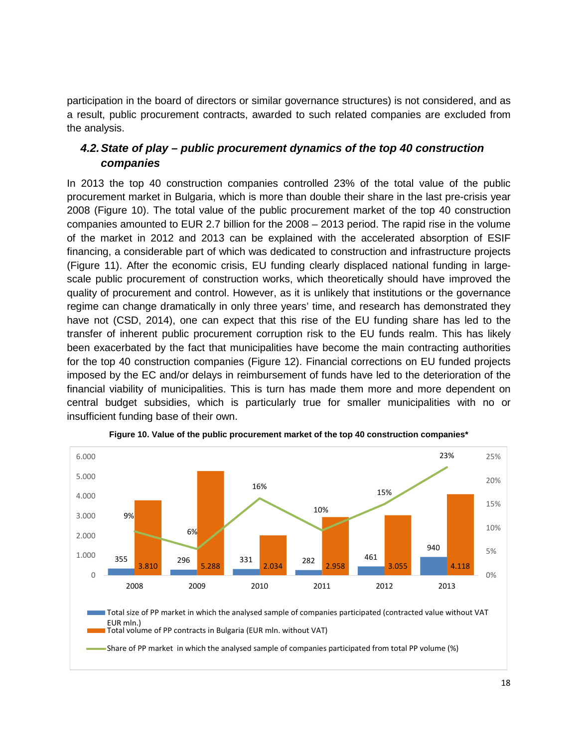participation in the board of directors or similar governance structures) is not considered, and as a result, public procurement contracts, awarded to such related companies are excluded from the analysis.

### 4.2. State of play – public procurement dynamics of the top 40 construction companies

In 2013 the top 40 construction companies controlled 23% of the total value of the public procurement market in Bulgaria, which is more than double their share in the last pre-crisis year 2008 (Figure 10). The total value of the public procurement market of the top 40 construction companies amounted to EUR 2.7 billion for the 2008 – 2013 period. The rapid rise in the volume of the market in 2012 and 2013 can be explained with the accelerated absorption of ESIF financing, a considerable part of which was dedicated to construction and infrastructure projects (Figure 11). After the economic crisis, EU funding clearly displaced national funding in large-scale public procurement of construction works, which theoretically should have improved the quality of procurement and control. However, as it is unlikely that institutions or the governance regime can change dramatically in only three years' time, and research has demonstrated they have not (CSD, 2014), one can expect that this rise of the EU funding share has led to the transfer of inherent public procurement corruption risk to the EU funds realm. This has likely been exacerbated by the fact that municipalities have become the main contracting authorities for the top 40 construction companies (Figure 12). Financial corrections on EU funded projects imposed by the EC and/or delays in reimbursement of funds have led to the deterioration of the financial viability of municipalities. This is turn has made them more and more dependent on central budget subsidies, which is particularly true for smaller municipalities with no or insufficient funding base of their own.

**Figure 10. Value of the public procurement market of the top 40 construction companies\***

| Year | Total size of PP market in which the analysed sample of companies participated (contracted value without VAT EUR mln.) | Total volume of PP contracts in Bulgaria (EUR mln. without VAT) | Share of PP market in which the analysed sample of companies participated from total PP volume (%) |
|---|---|---|---|
| 2008 | 355 | 3.810 | 9% |
| 2009 | 296 | 5.288 | 6% |
| 2010 | 331 | 2.034 | 16% |
| 2011 | 282 | 2.958 | 10% |
| 2012 | 461 | 3.055 | 15% |
| 2013 | 940 | 4.118 | 23% |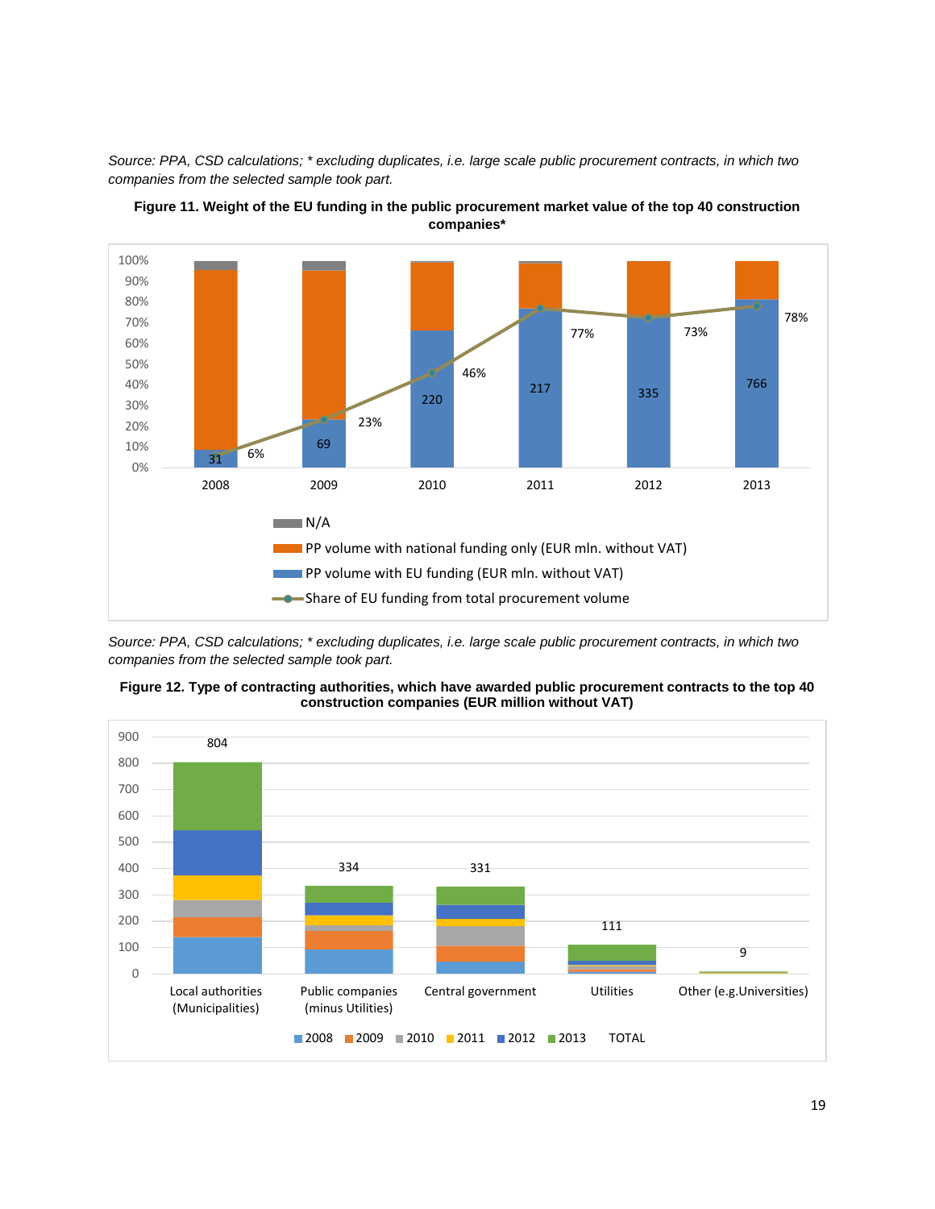*Source: PPA, CSD calculations; * excluding duplicates, i.e. large scale public procurement contracts, in which two companies from the selected sample took part.*

**Figure 11. Weight of the EU funding in the public procurement market value of the top 40 construction companies***

| Year | PP volume with EU funding (EUR mln. without VAT) | Share of EU funding from total procurement volume |
|---|---|---|
| 2008 | 31 | 6% |
| 2009 | 69 | 23% |
| 2010 | 220 | 46% |
| 2011 | 217 | 77% |
| 2012 | 335 | 73% |
| 2013 | 766 | 78% |

*Source: PPA, CSD calculations; * excluding duplicates, i.e. large scale public procurement contracts, in which two companies from the selected sample took part.*

**Figure 12. Type of contracting authorities, which have awarded public procurement contracts to the top 40 construction companies (EUR million without VAT)**

| Contracting authority | TOTAL |
|---|---|
| Local authorities (Municipalities) | 804 |
| Public companies (minus Utilities) | 334 |
| Central government | 331 |
| Utilities | 111 |
| Other (e.g.Universities) | 9 |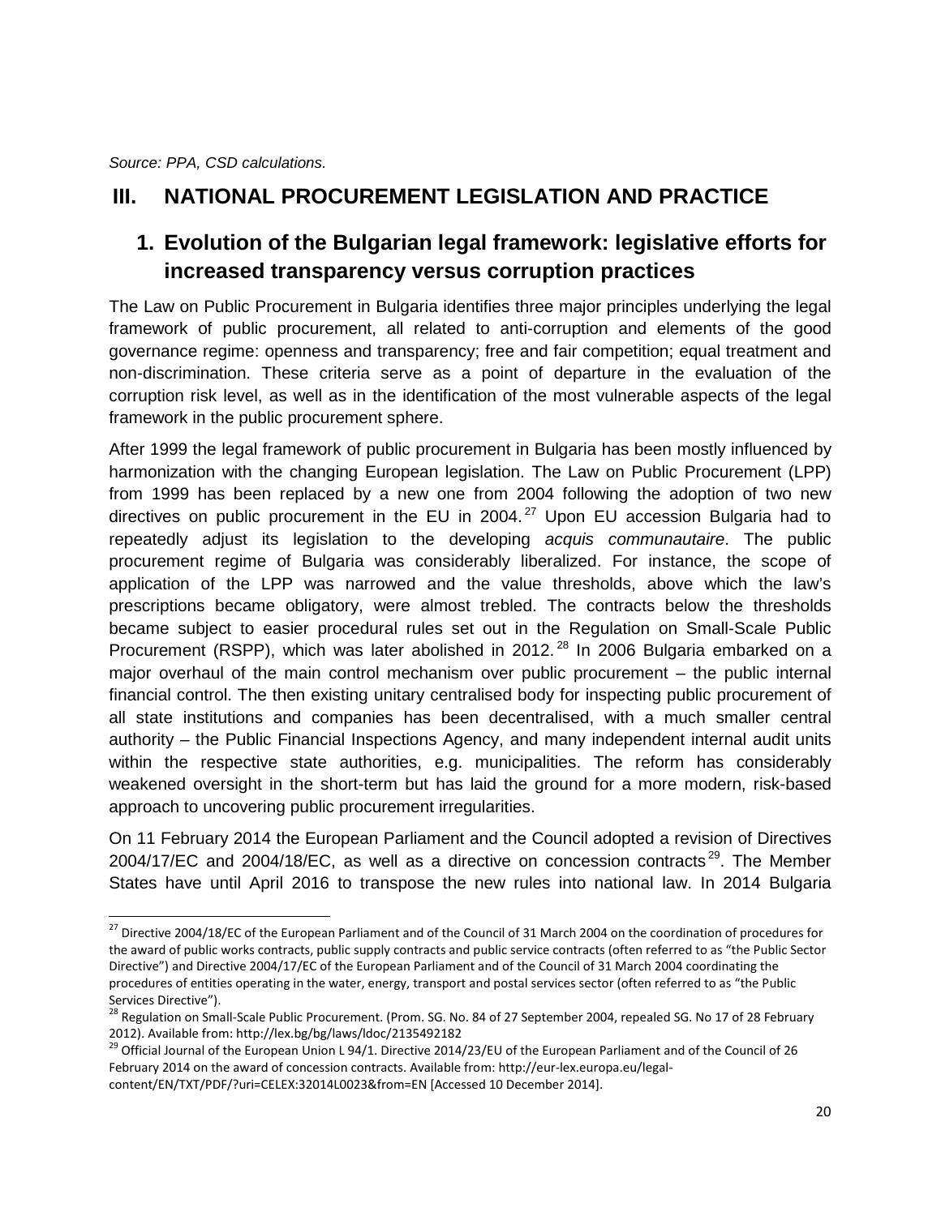*Source: PPA, CSD calculations.*

# III. NATIONAL PROCUREMENT LEGISLATION AND PRACTICE

## 1. Evolution of the Bulgarian legal framework: legislative efforts for increased transparency versus corruption practices

The Law on Public Procurement in Bulgaria identifies three major principles underlying the legal framework of public procurement, all related to anti-corruption and elements of the good governance regime: openness and transparency; free and fair competition; equal treatment and non-discrimination. These criteria serve as a point of departure in the evaluation of the corruption risk level, as well as in the identification of the most vulnerable aspects of the legal framework in the public procurement sphere.

After 1999 the legal framework of public procurement in Bulgaria has been mostly influenced by harmonization with the changing European legislation. The Law on Public Procurement (LPP) from 1999 has been replaced by a new one from 2004 following the adoption of two new directives on public procurement in the EU in 2004.[27] Upon EU accession Bulgaria had to repeatedly adjust its legislation to the developing *acquis communautaire*. The public procurement regime of Bulgaria was considerably liberalized. For instance, the scope of application of the LPP was narrowed and the value thresholds, above which the law's prescriptions became obligatory, were almost trebled. The contracts below the thresholds became subject to easier procedural rules set out in the Regulation on Small-Scale Public Procurement (RSPP), which was later abolished in 2012.[28] In 2006 Bulgaria embarked on a major overhaul of the main control mechanism over public procurement – the public internal financial control. The then existing unitary centralised body for inspecting public procurement of all state institutions and companies has been decentralised, with a much smaller central authority – the Public Financial Inspections Agency, and many independent internal audit units within the respective state authorities, e.g. municipalities. The reform has considerably weakened oversight in the short-term but has laid the ground for a more modern, risk-based approach to uncovering public procurement irregularities.

On 11 February 2014 the European Parliament and the Council adopted a revision of Directives 2004/17/EC and 2004/18/EC, as well as a directive on concession contracts[29]. The Member States have until April 2016 to transpose the new rules into national law. In 2014 Bulgaria

---

[27] Directive 2004/18/EC of the European Parliament and of the Council of 31 March 2004 on the coordination of procedures for the award of public works contracts, public supply contracts and public service contracts (often referred to as "the Public Sector Directive") and Directive 2004/17/EC of the European Parliament and of the Council of 31 March 2004 coordinating the procedures of entities operating in the water, energy, transport and postal services sector (often referred to as "the Public Services Directive").

[28] Regulation on Small-Scale Public Procurement. (Prom. SG. No. 84 of 27 September 2004, repealed SG. No 17 of 28 February 2012). Available from: http://lex.bg/bg/laws/ldoc/2135492182

[29] Official Journal of the European Union L 94/1. Directive 2014/23/EU of the European Parliament and of the Council of 26 February 2014 on the award of concession contracts. Available from: http://eur-lex.europa.eu/legal-content/EN/TXT/PDF/?uri=CELEX:32014L0023&from=EN [Accessed 10 December 2014].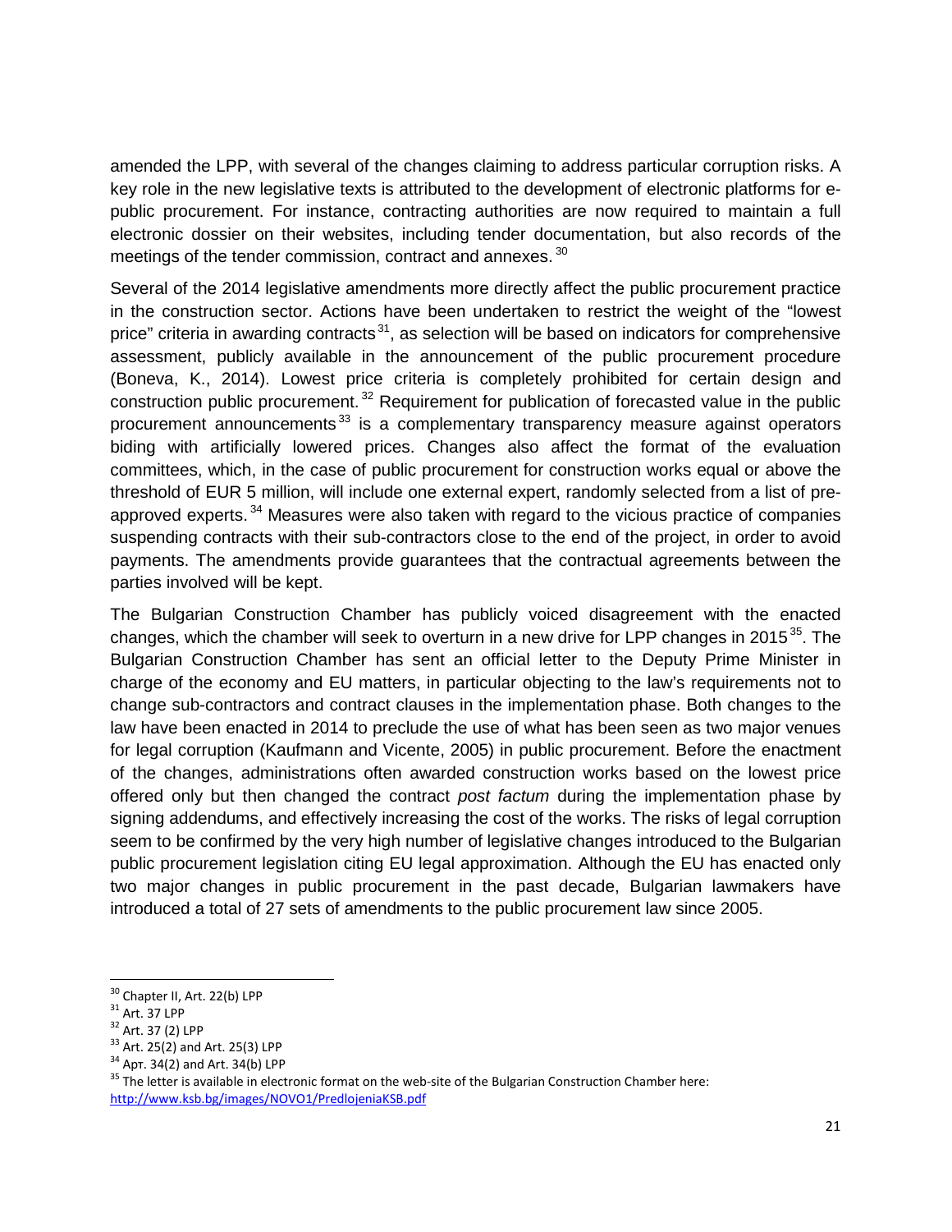amended the LPP, with several of the changes claiming to address particular corruption risks. A key role in the new legislative texts is attributed to the development of electronic platforms for e-public procurement. For instance, contracting authorities are now required to maintain a full electronic dossier on their websites, including tender documentation, but also records of the meetings of the tender commission, contract and annexes. [30]

Several of the 2014 legislative amendments more directly affect the public procurement practice in the construction sector. Actions have been undertaken to restrict the weight of the "lowest price" criteria in awarding contracts[31], as selection will be based on indicators for comprehensive assessment, publicly available in the announcement of the public procurement procedure (Boneva, K., 2014). Lowest price criteria is completely prohibited for certain design and construction public procurement. [32] Requirement for publication of forecasted value in the public procurement announcements[33] is a complementary transparency measure against operators biding with artificially lowered prices. Changes also affect the format of the evaluation committees, which, in the case of public procurement for construction works equal or above the threshold of EUR 5 million, will include one external expert, randomly selected from a list of pre-approved experts. [34] Measures were also taken with regard to the vicious practice of companies suspending contracts with their sub-contractors close to the end of the project, in order to avoid payments. The amendments provide guarantees that the contractual agreements between the parties involved will be kept.

The Bulgarian Construction Chamber has publicly voiced disagreement with the enacted changes, which the chamber will seek to overturn in a new drive for LPP changes in 2015[35]. The Bulgarian Construction Chamber has sent an official letter to the Deputy Prime Minister in charge of the economy and EU matters, in particular objecting to the law's requirements not to change sub-contractors and contract clauses in the implementation phase. Both changes to the law have been enacted in 2014 to preclude the use of what has been seen as two major venues for legal corruption (Kaufmann and Vicente, 2005) in public procurement. Before the enactment of the changes, administrations often awarded construction works based on the lowest price offered only but then changed the contract *post factum* during the implementation phase by signing addendums, and effectively increasing the cost of the works. The risks of legal corruption seem to be confirmed by the very high number of legislative changes introduced to the Bulgarian public procurement legislation citing EU legal approximation. Although the EU has enacted only two major changes in public procurement in the past decade, Bulgarian lawmakers have introduced a total of 27 sets of amendments to the public procurement law since 2005.

---

[30] Chapter II, Art. 22(b) LPP

[31] Art. 37 LPP

[32] Art. 37 (2) LPP

[33] Art. 25(2) and Art. 25(3) LPP

[34] Арт. 34(2) and Art. 34(b) LPP

[35] The letter is available in electronic format on the web-site of the Bulgarian Construction Chamber here: http://www.ksb.bg/images/NOVO1/PredlojeniaKSB.pdf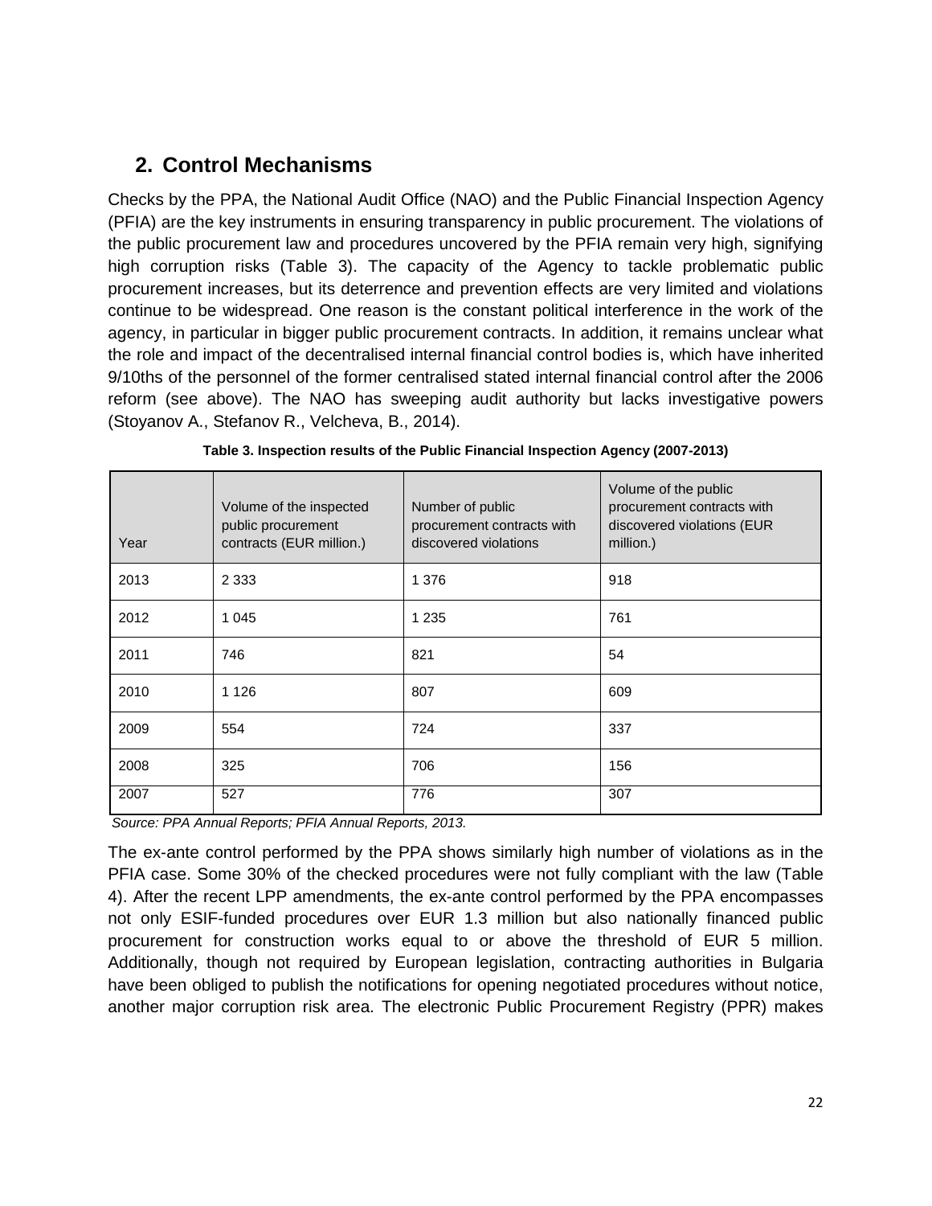## 2. Control Mechanisms

Checks by the PPA, the National Audit Office (NAO) and the Public Financial Inspection Agency (PFIA) are the key instruments in ensuring transparency in public procurement. The violations of the public procurement law and procedures uncovered by the PFIA remain very high, signifying high corruption risks (Table 3). The capacity of the Agency to tackle problematic public procurement increases, but its deterrence and prevention effects are very limited and violations continue to be widespread. One reason is the constant political interference in the work of the agency, in particular in bigger public procurement contracts. In addition, it remains unclear what the role and impact of the decentralised internal financial control bodies is, which have inherited 9/10ths of the personnel of the former centralised stated internal financial control after the 2006 reform (see above). The NAO has sweeping audit authority but lacks investigative powers (Stoyanov A., Stefanov R., Velcheva, B., 2014).

**Table 3. Inspection results of the Public Financial Inspection Agency (2007-2013)**

| Year | Volume of the inspected public procurement contracts (EUR million.) | Number of public procurement contracts with discovered violations | Volume of the public procurement contracts with discovered violations (EUR million.) |
|---|---|---|---|
| 2013 | 2 333 | 1 376 | 918 |
| 2012 | 1 045 | 1 235 | 761 |
| 2011 | 746 | 821 | 54 |
| 2010 | 1 126 | 807 | 609 |
| 2009 | 554 | 724 | 337 |
| 2008 | 325 | 706 | 156 |
| 2007 | 527 | 776 | 307 |

*Source: PPA Annual Reports; PFIA Annual Reports, 2013.*

The ex-ante control performed by the PPA shows similarly high number of violations as in the PFIA case. Some 30% of the checked procedures were not fully compliant with the law (Table 4). After the recent LPP amendments, the ex-ante control performed by the PPA encompasses not only ESIF-funded procedures over EUR 1.3 million but also nationally financed public procurement for construction works equal to or above the threshold of EUR 5 million. Additionally, though not required by European legislation, contracting authorities in Bulgaria have been obliged to publish the notifications for opening negotiated procedures without notice, another major corruption risk area. The electronic Public Procurement Registry (PPR) makes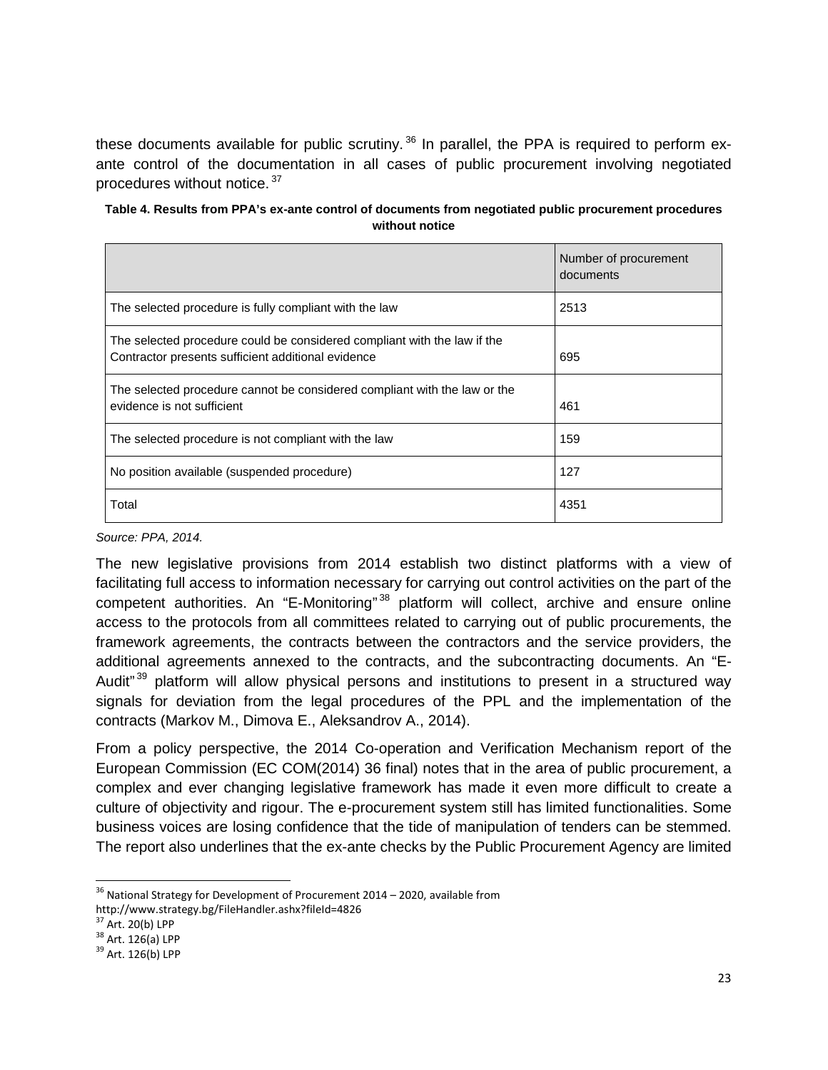these documents available for public scrutiny.[36] In parallel, the PPA is required to perform ex-ante control of the documentation in all cases of public procurement involving negotiated procedures without notice.[37]

**Table 4. Results from PPA's ex-ante control of documents from negotiated public procurement procedures without notice**

| | Number of procurement documents |
|---|---|
| The selected procedure is fully compliant with the law | 2513 |
| The selected procedure could be considered compliant with the law if the Contractor presents sufficient additional evidence | 695 |
| The selected procedure cannot be considered compliant with the law or the evidence is not sufficient | 461 |
| The selected procedure is not compliant with the law | 159 |
| No position available (suspended procedure) | 127 |
| Total | 4351 |

*Source: PPA, 2014.*

The new legislative provisions from 2014 establish two distinct platforms with a view of facilitating full access to information necessary for carrying out control activities on the part of the competent authorities. An "E-Monitoring"[38] platform will collect, archive and ensure online access to the protocols from all committees related to carrying out of public procurements, the framework agreements, the contracts between the contractors and the service providers, the additional agreements annexed to the contracts, and the subcontracting documents. An "E-Audit"[39] platform will allow physical persons and institutions to present in a structured way signals for deviation from the legal procedures of the PPL and the implementation of the contracts (Markov M., Dimova E., Aleksandrov A., 2014).

From a policy perspective, the 2014 Co-operation and Verification Mechanism report of the European Commission (EC COM(2014) 36 final) notes that in the area of public procurement, a complex and ever changing legislative framework has made it even more difficult to create a culture of objectivity and rigour. The e-procurement system still has limited functionalities. Some business voices are losing confidence that the tide of manipulation of tenders can be stemmed. The report also underlines that the ex-ante checks by the Public Procurement Agency are limited

---

[36] National Strategy for Development of Procurement 2014 – 2020, available from http://www.strategy.bg/FileHandler.ashx?fileId=4826

[37] Art. 20(b) LPP

[38] Art. 126(a) LPP

[39] Art. 126(b) LPP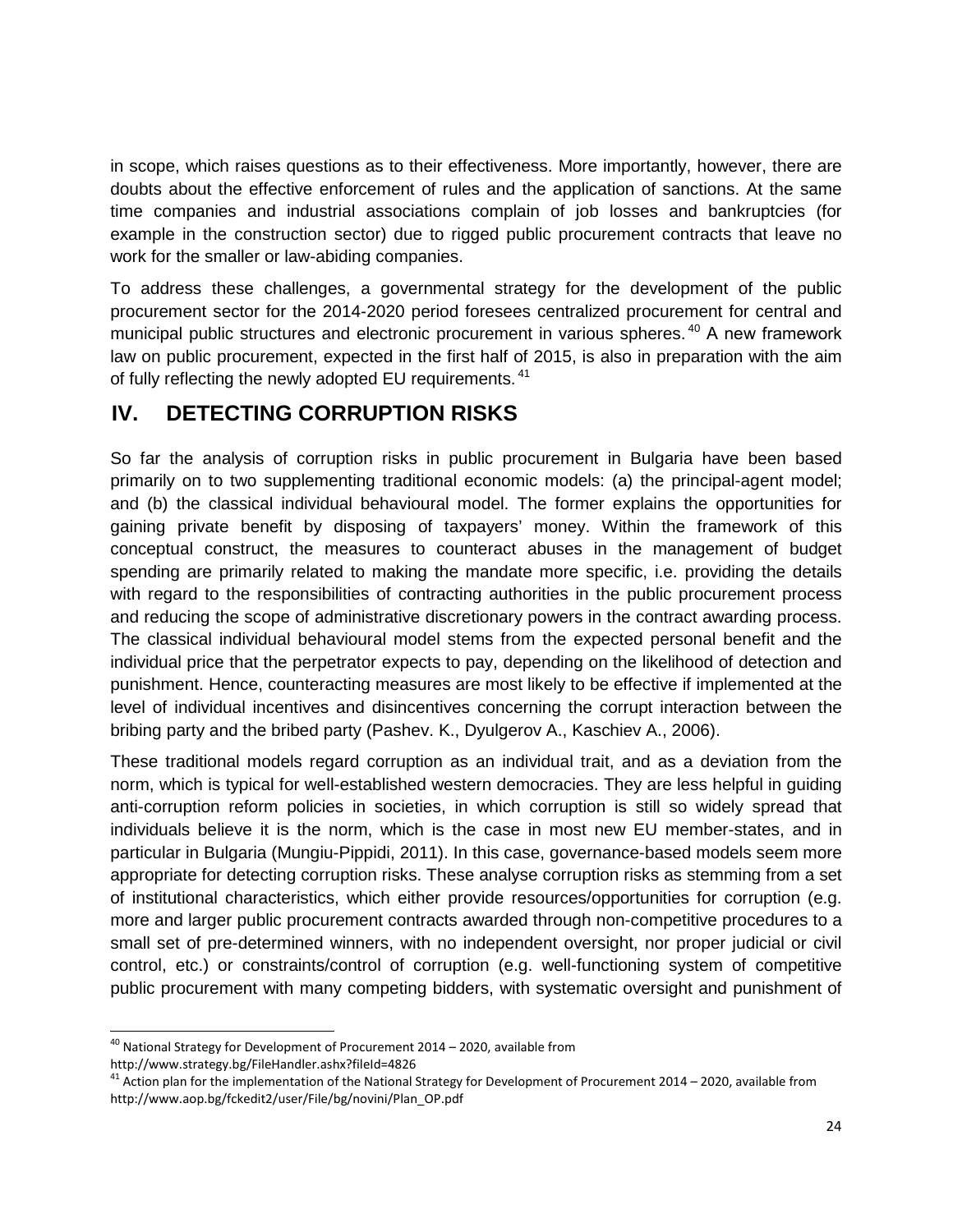in scope, which raises questions as to their effectiveness. More importantly, however, there are doubts about the effective enforcement of rules and the application of sanctions. At the same time companies and industrial associations complain of job losses and bankruptcies (for example in the construction sector) due to rigged public procurement contracts that leave no work for the smaller or law-abiding companies.

To address these challenges, a governmental strategy for the development of the public procurement sector for the 2014-2020 period foresees centralized procurement for central and municipal public structures and electronic procurement in various spheres.[40] A new framework law on public procurement, expected in the first half of 2015, is also in preparation with the aim of fully reflecting the newly adopted EU requirements.[41]

# IV. DETECTING CORRUPTION RISKS

So far the analysis of corruption risks in public procurement in Bulgaria have been based primarily on to two supplementing traditional economic models: (a) the principal-agent model; and (b) the classical individual behavioural model. The former explains the opportunities for gaining private benefit by disposing of taxpayers' money. Within the framework of this conceptual construct, the measures to counteract abuses in the management of budget spending are primarily related to making the mandate more specific, i.e. providing the details with regard to the responsibilities of contracting authorities in the public procurement process and reducing the scope of administrative discretionary powers in the contract awarding process. The classical individual behavioural model stems from the expected personal benefit and the individual price that the perpetrator expects to pay, depending on the likelihood of detection and punishment. Hence, counteracting measures are most likely to be effective if implemented at the level of individual incentives and disincentives concerning the corrupt interaction between the bribing party and the bribed party (Pashev. K., Dyulgerov A., Kaschiev A., 2006).

These traditional models regard corruption as an individual trait, and as a deviation from the norm, which is typical for well-established western democracies. They are less helpful in guiding anti-corruption reform policies in societies, in which corruption is still so widely spread that individuals believe it is the norm, which is the case in most new EU member-states, and in particular in Bulgaria (Mungiu-Pippidi, 2011). In this case, governance-based models seem more appropriate for detecting corruption risks. These analyse corruption risks as stemming from a set of institutional characteristics, which either provide resources/opportunities for corruption (e.g. more and larger public procurement contracts awarded through non-competitive procedures to a small set of pre-determined winners, with no independent oversight, nor proper judicial or civil control, etc.) or constraints/control of corruption (e.g. well-functioning system of competitive public procurement with many competing bidders, with systematic oversight and punishment of

---

[40] National Strategy for Development of Procurement 2014 – 2020, available from http://www.strategy.bg/FileHandler.ashx?fileId=4826

[41] Action plan for the implementation of the National Strategy for Development of Procurement 2014 – 2020, available from http://www.aop.bg/fckedit2/user/File/bg/novini/Plan_OP.pdf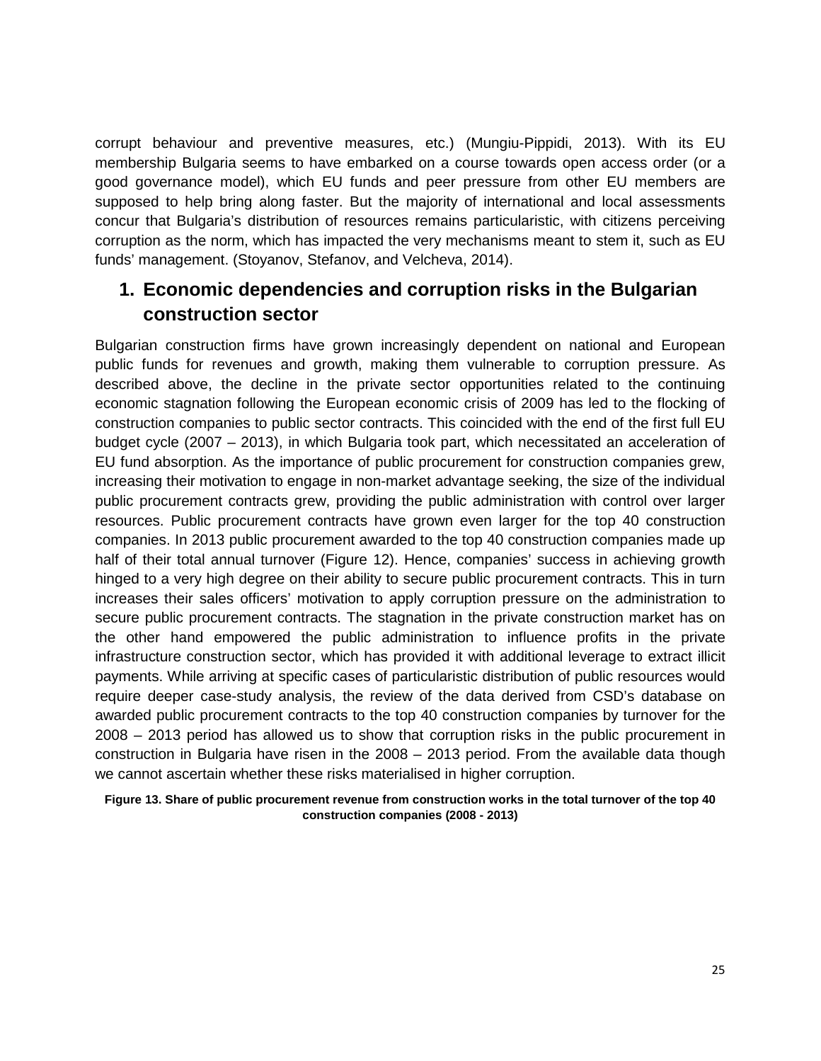corrupt behaviour and preventive measures, etc.) (Mungiu-Pippidi, 2013). With its EU membership Bulgaria seems to have embarked on a course towards open access order (or a good governance model), which EU funds and peer pressure from other EU members are supposed to help bring along faster. But the majority of international and local assessments concur that Bulgaria's distribution of resources remains particularistic, with citizens perceiving corruption as the norm, which has impacted the very mechanisms meant to stem it, such as EU funds' management. (Stoyanov, Stefanov, and Velcheva, 2014).

## 1. Economic dependencies and corruption risks in the Bulgarian construction sector

Bulgarian construction firms have grown increasingly dependent on national and European public funds for revenues and growth, making them vulnerable to corruption pressure. As described above, the decline in the private sector opportunities related to the continuing economic stagnation following the European economic crisis of 2009 has led to the flocking of construction companies to public sector contracts. This coincided with the end of the first full EU budget cycle (2007 – 2013), in which Bulgaria took part, which necessitated an acceleration of EU fund absorption. As the importance of public procurement for construction companies grew, increasing their motivation to engage in non-market advantage seeking, the size of the individual public procurement contracts grew, providing the public administration with control over larger resources. Public procurement contracts have grown even larger for the top 40 construction companies. In 2013 public procurement awarded to the top 40 construction companies made up half of their total annual turnover (Figure 12). Hence, companies' success in achieving growth hinged to a very high degree on their ability to secure public procurement contracts. This in turn increases their sales officers' motivation to apply corruption pressure on the administration to secure public procurement contracts. The stagnation in the private construction market has on the other hand empowered the public administration to influence profits in the private infrastructure construction sector, which has provided it with additional leverage to extract illicit payments. While arriving at specific cases of particularistic distribution of public resources would require deeper case-study analysis, the review of the data derived from CSD's database on awarded public procurement contracts to the top 40 construction companies by turnover for the 2008 – 2013 period has allowed us to show that corruption risks in the public procurement in construction in Bulgaria have risen in the 2008 – 2013 period. From the available data though we cannot ascertain whether these risks materialised in higher corruption.

**Figure 13. Share of public procurement revenue from construction works in the total turnover of the top 40 construction companies (2008 - 2013)**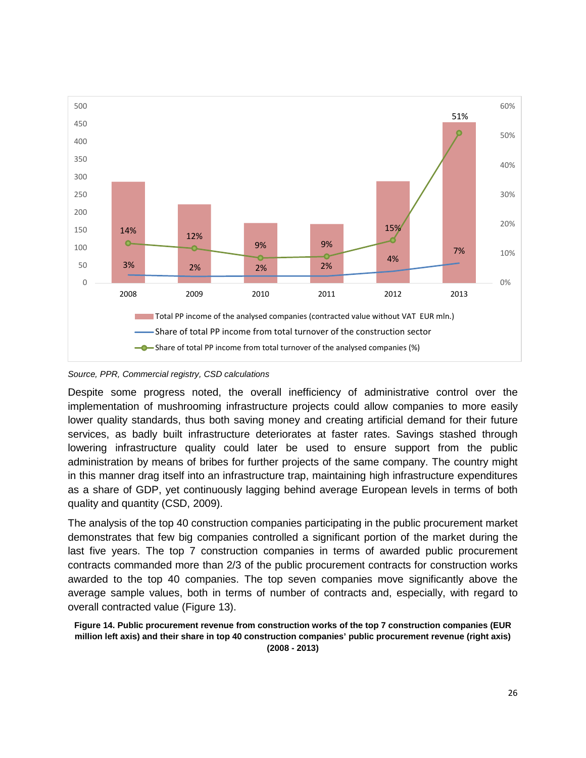Source, PPR, Commercial registry, CSD calculations

Despite some progress noted, the overall inefficiency of administrative control over the implementation of mushrooming infrastructure projects could allow companies to more easily lower quality standards, thus both saving money and creating artificial demand for their future services, as badly built infrastructure deteriorates at faster rates. Savings stashed through lowering infrastructure quality could later be used to ensure support from the public administration by means of bribes for further projects of the same company. The country might in this manner drag itself into an infrastructure trap, maintaining high infrastructure expenditures as a share of GDP, yet continuously lagging behind average European levels in terms of both quality and quantity (CSD, 2009).

The analysis of the top 40 construction companies participating in the public procurement market demonstrates that few big companies controlled a significant portion of the market during the last five years. The top 7 construction companies in terms of awarded public procurement contracts commanded more than 2/3 of the public procurement contracts for construction works awarded to the top 40 companies. The top seven companies move significantly above the average sample values, both in terms of number of contracts and, especially, with regard to overall contracted value (Figure 13).

**Figure 14. Public procurement revenue from construction works of the top 7 construction companies (EUR million left axis) and their share in top 40 construction companies' public procurement revenue (right axis) (2008 - 2013)**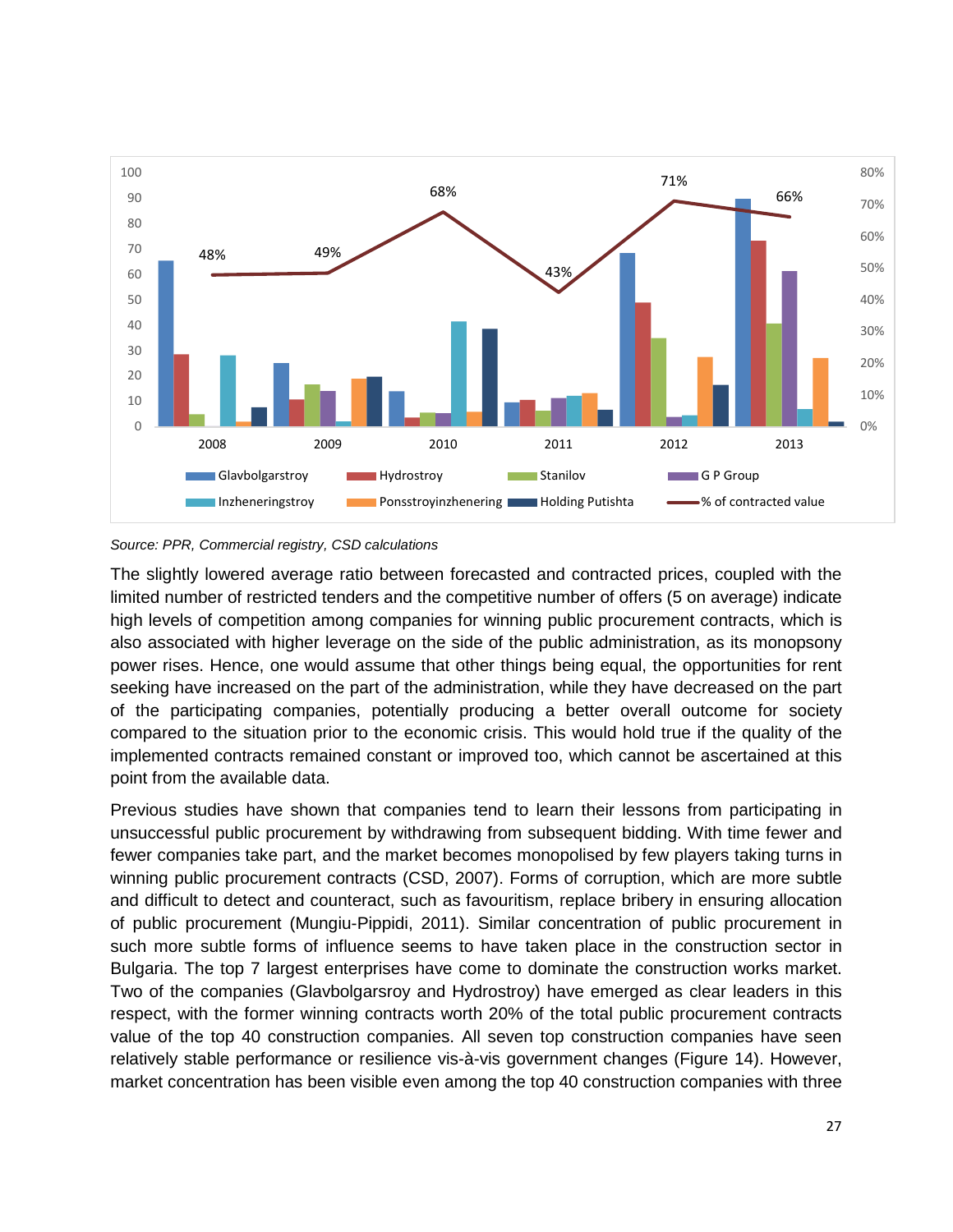Source: PPR, Commercial registry, CSD calculations

The slightly lowered average ratio between forecasted and contracted prices, coupled with the limited number of restricted tenders and the competitive number of offers (5 on average) indicate high levels of competition among companies for winning public procurement contracts, which is also associated with higher leverage on the side of the public administration, as its monopsony power rises. Hence, one would assume that other things being equal, the opportunities for rent seeking have increased on the part of the administration, while they have decreased on the part of the participating companies, potentially producing a better overall outcome for society compared to the situation prior to the economic crisis. This would hold true if the quality of the implemented contracts remained constant or improved too, which cannot be ascertained at this point from the available data.

Previous studies have shown that companies tend to learn their lessons from participating in unsuccessful public procurement by withdrawing from subsequent bidding. With time fewer and fewer companies take part, and the market becomes monopolised by few players taking turns in winning public procurement contracts (CSD, 2007). Forms of corruption, which are more subtle and difficult to detect and counteract, such as favouritism, replace bribery in ensuring allocation of public procurement (Mungiu-Pippidi, 2011). Similar concentration of public procurement in such more subtle forms of influence seems to have taken place in the construction sector in Bulgaria. The top 7 largest enterprises have come to dominate the construction works market. Two of the companies (Glavbolgarsroy and Hydrostroy) have emerged as clear leaders in this respect, with the former winning contracts worth 20% of the total public procurement contracts value of the top 40 construction companies. All seven top construction companies have seen relatively stable performance or resilience vis-à-vis government changes (Figure 14). However, market concentration has been visible even among the top 40 construction companies with three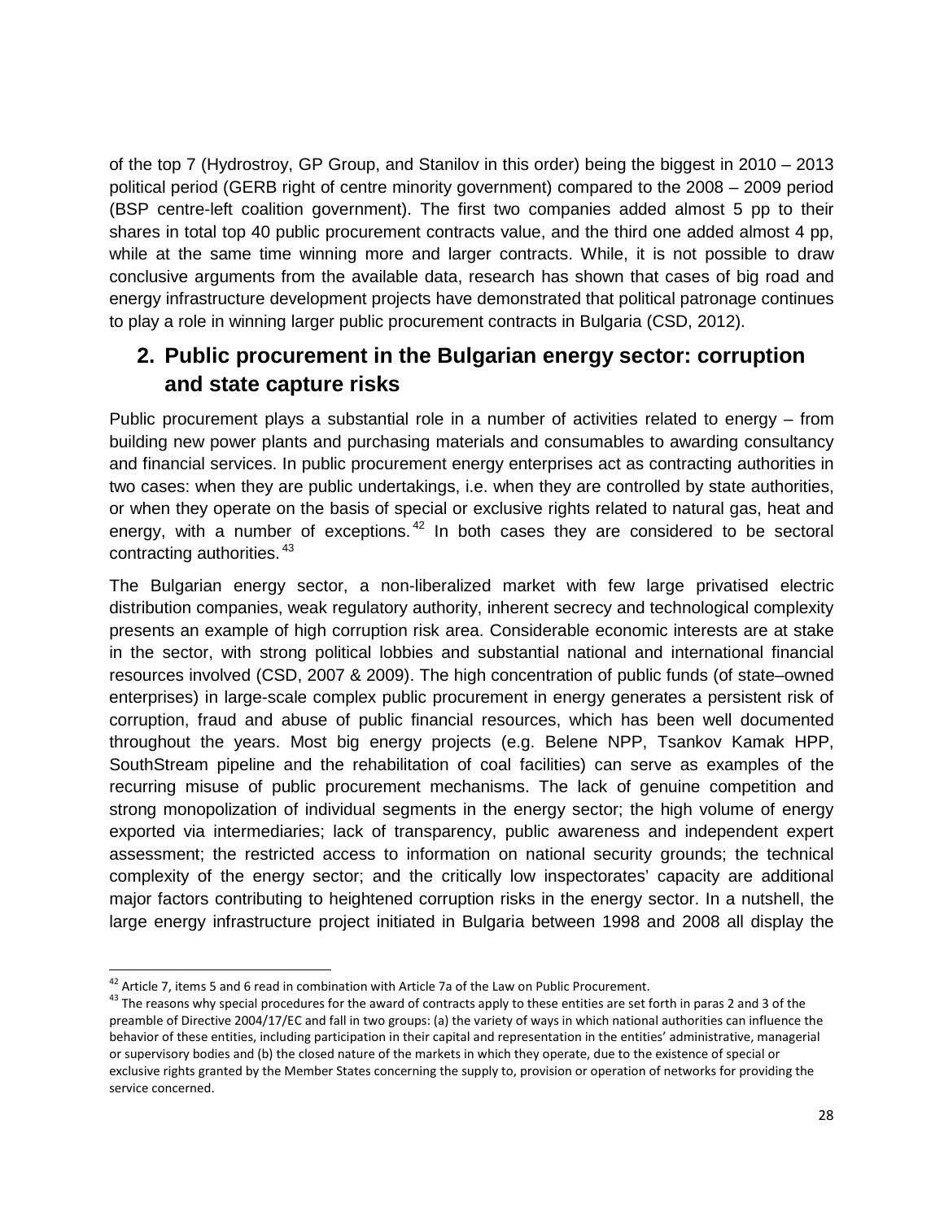of the top 7 (Hydrostroy, GP Group, and Stanilov in this order) being the biggest in 2010 – 2013 political period (GERB right of centre minority government) compared to the 2008 – 2009 period (BSP centre-left coalition government). The first two companies added almost 5 pp to their shares in total top 40 public procurement contracts value, and the third one added almost 4 pp, while at the same time winning more and larger contracts. While, it is not possible to draw conclusive arguments from the available data, research has shown that cases of big road and energy infrastructure development projects have demonstrated that political patronage continues to play a role in winning larger public procurement contracts in Bulgaria (CSD, 2012).

## 2. Public procurement in the Bulgarian energy sector: corruption and state capture risks

Public procurement plays a substantial role in a number of activities related to energy – from building new power plants and purchasing materials and consumables to awarding consultancy and financial services. In public procurement energy enterprises act as contracting authorities in two cases: when they are public undertakings, i.e. when they are controlled by state authorities, or when they operate on the basis of special or exclusive rights related to natural gas, heat and energy, with a number of exceptions.[42] In both cases they are considered to be sectoral contracting authorities.[43]

The Bulgarian energy sector, a non-liberalized market with few large privatised electric distribution companies, weak regulatory authority, inherent secrecy and technological complexity presents an example of high corruption risk area. Considerable economic interests are at stake in the sector, with strong political lobbies and substantial national and international financial resources involved (CSD, 2007 & 2009). The high concentration of public funds (of state–owned enterprises) in large-scale complex public procurement in energy generates a persistent risk of corruption, fraud and abuse of public financial resources, which has been well documented throughout the years. Most big energy projects (e.g. Belene NPP, Tsankov Kamak HPP, SouthStream pipeline and the rehabilitation of coal facilities) can serve as examples of the recurring misuse of public procurement mechanisms. The lack of genuine competition and strong monopolization of individual segments in the energy sector; the high volume of energy exported via intermediaries; lack of transparency, public awareness and independent expert assessment; the restricted access to information on national security grounds; the technical complexity of the energy sector; and the critically low inspectorates' capacity are additional major factors contributing to heightened corruption risks in the energy sector. In a nutshell, the large energy infrastructure project initiated in Bulgaria between 1998 and 2008 all display the

[42] Article 7, items 5 and 6 read in combination with Article 7a of the Law on Public Procurement.

[43] The reasons why special procedures for the award of contracts apply to these entities are set forth in paras 2 and 3 of the preamble of Directive 2004/17/EC and fall in two groups: (a) the variety of ways in which national authorities can influence the behavior of these entities, including participation in their capital and representation in the entities' administrative, managerial or supervisory bodies and (b) the closed nature of the markets in which they operate, due to the existence of special or exclusive rights granted by the Member States concerning the supply to, provision or operation of networks for providing the service concerned.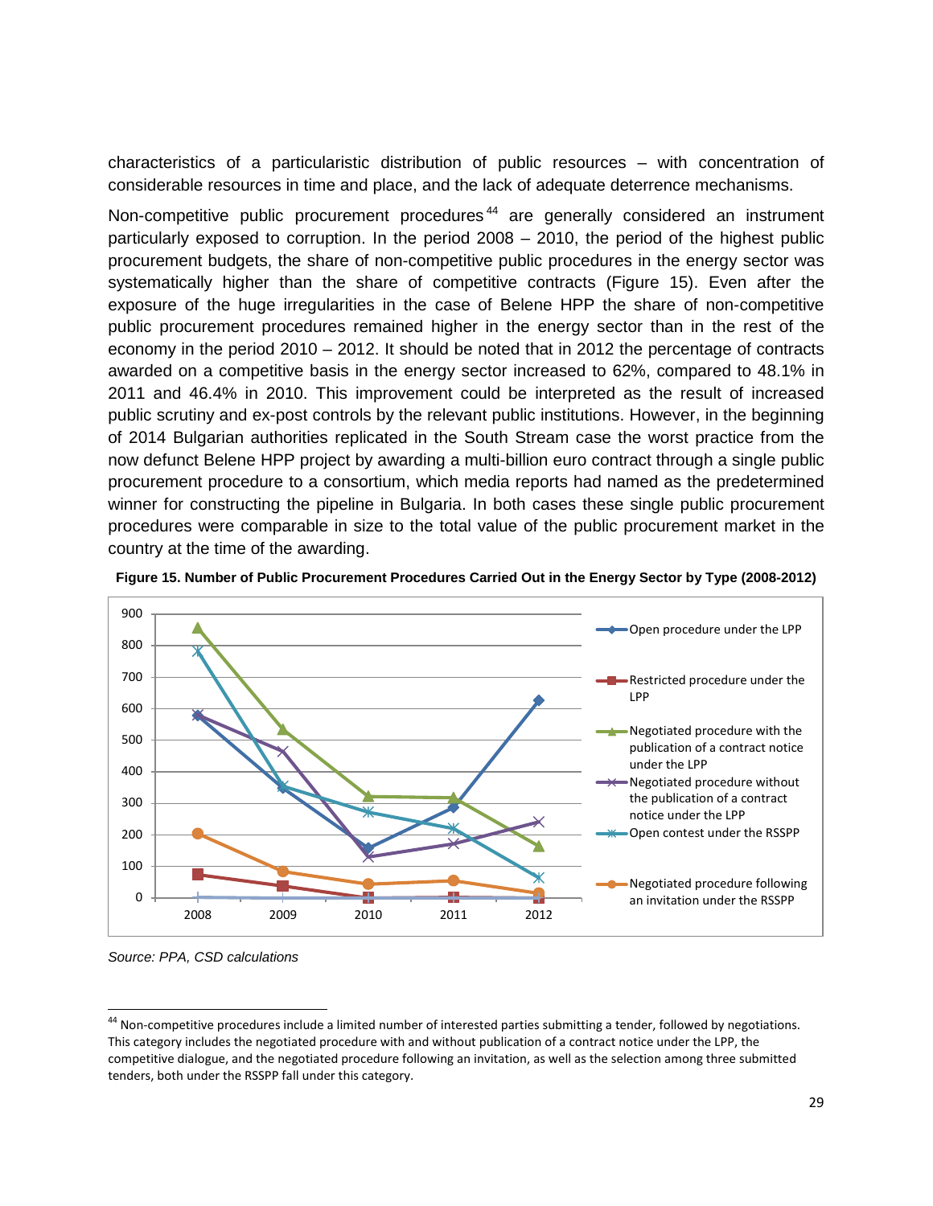characteristics of a particularistic distribution of public resources – with concentration of considerable resources in time and place, and the lack of adequate deterrence mechanisms.

Non-competitive public procurement procedures[44] are generally considered an instrument particularly exposed to corruption. In the period 2008 – 2010, the period of the highest public procurement budgets, the share of non-competitive public procedures in the energy sector was systematically higher than the share of competitive contracts (Figure 15). Even after the exposure of the huge irregularities in the case of Belene HPP the share of non-competitive public procurement procedures remained higher in the energy sector than in the rest of the economy in the period 2010 – 2012. It should be noted that in 2012 the percentage of contracts awarded on a competitive basis in the energy sector increased to 62%, compared to 48.1% in 2011 and 46.4% in 2010. This improvement could be interpreted as the result of increased public scrutiny and ex-post controls by the relevant public institutions. However, in the beginning of 2014 Bulgarian authorities replicated in the South Stream case the worst practice from the now defunct Belene HPP project by awarding a multi-billion euro contract through a single public procurement procedure to a consortium, which media reports had named as the predetermined winner for constructing the pipeline in Bulgaria. In both cases these single public procurement procedures were comparable in size to the total value of the public procurement market in the country at the time of the awarding.

**Figure 15. Number of Public Procurement Procedures Carried Out in the Energy Sector by Type (2008-2012)**

*Source: PPA, CSD calculations*

[44] Non-competitive procedures include a limited number of interested parties submitting a tender, followed by negotiations. This category includes the negotiated procedure with and without publication of a contract notice under the LPP, the competitive dialogue, and the negotiated procedure following an invitation, as well as the selection among three submitted tenders, both under the RSSPP fall under this category.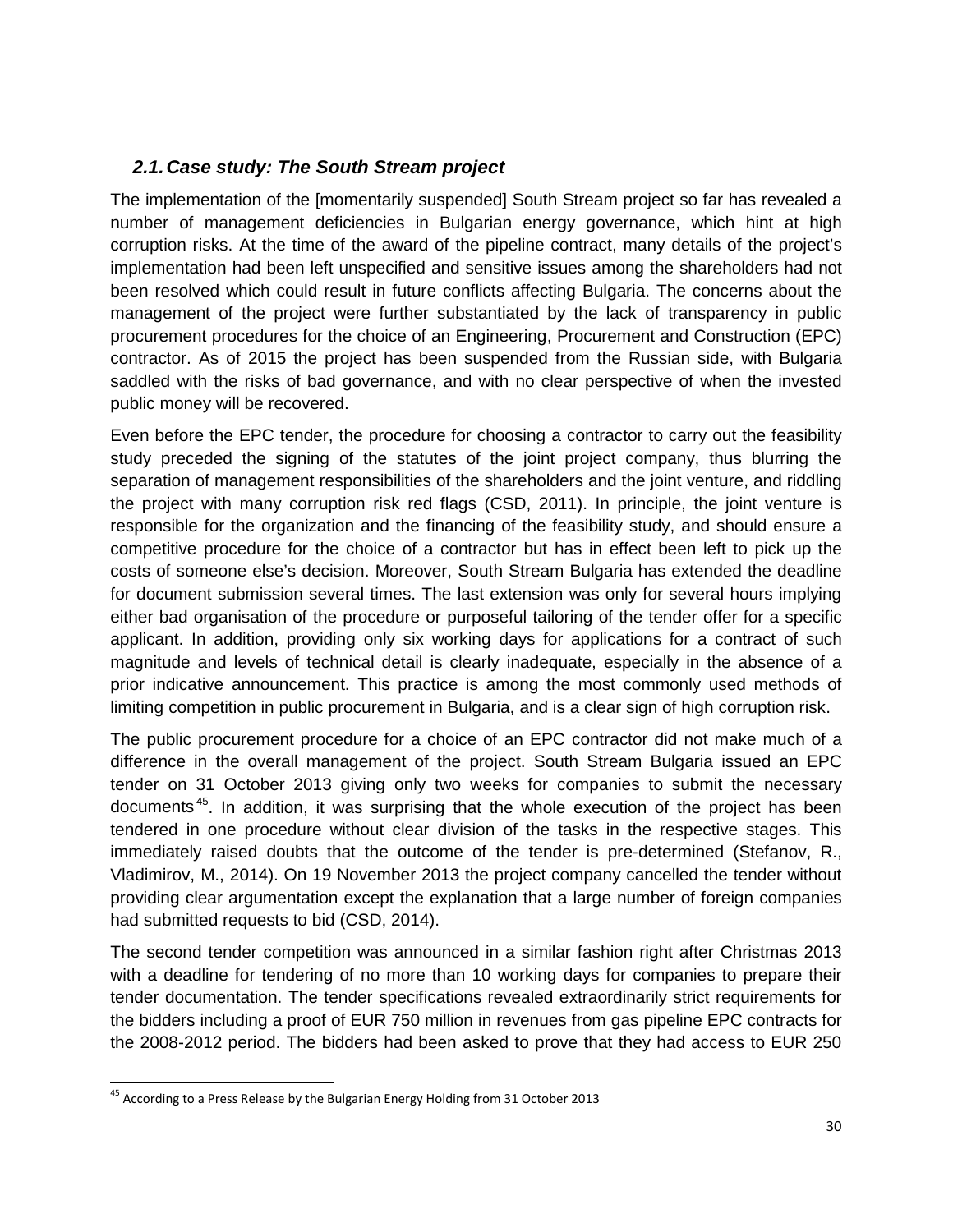### *2.1. Case study: The South Stream project*

The implementation of the [momentarily suspended] South Stream project so far has revealed a number of management deficiencies in Bulgarian energy governance, which hint at high corruption risks. At the time of the award of the pipeline contract, many details of the project's implementation had been left unspecified and sensitive issues among the shareholders had not been resolved which could result in future conflicts affecting Bulgaria. The concerns about the management of the project were further substantiated by the lack of transparency in public procurement procedures for the choice of an Engineering, Procurement and Construction (EPC) contractor. As of 2015 the project has been suspended from the Russian side, with Bulgaria saddled with the risks of bad governance, and with no clear perspective of when the invested public money will be recovered.

Even before the EPC tender, the procedure for choosing a contractor to carry out the feasibility study preceded the signing of the statutes of the joint project company, thus blurring the separation of management responsibilities of the shareholders and the joint venture, and riddling the project with many corruption risk red flags (CSD, 2011). In principle, the joint venture is responsible for the organization and the financing of the feasibility study, and should ensure a competitive procedure for the choice of a contractor but has in effect been left to pick up the costs of someone else's decision. Moreover, South Stream Bulgaria has extended the deadline for document submission several times. The last extension was only for several hours implying either bad organisation of the procedure or purposeful tailoring of the tender offer for a specific applicant. In addition, providing only six working days for applications for a contract of such magnitude and levels of technical detail is clearly inadequate, especially in the absence of a prior indicative announcement. This practice is among the most commonly used methods of limiting competition in public procurement in Bulgaria, and is a clear sign of high corruption risk.

The public procurement procedure for a choice of an EPC contractor did not make much of a difference in the overall management of the project. South Stream Bulgaria issued an EPC tender on 31 October 2013 giving only two weeks for companies to submit the necessary documents[45]. In addition, it was surprising that the whole execution of the project has been tendered in one procedure without clear division of the tasks in the respective stages. This immediately raised doubts that the outcome of the tender is pre-determined (Stefanov, R., Vladimirov, M., 2014). On 19 November 2013 the project company cancelled the tender without providing clear argumentation except the explanation that a large number of foreign companies had submitted requests to bid (CSD, 2014).

The second tender competition was announced in a similar fashion right after Christmas 2013 with a deadline for tendering of no more than 10 working days for companies to prepare their tender documentation. The tender specifications revealed extraordinarily strict requirements for the bidders including a proof of EUR 750 million in revenues from gas pipeline EPC contracts for the 2008-2012 period. The bidders had been asked to prove that they had access to EUR 250

[45] According to a Press Release by the Bulgarian Energy Holding from 31 October 2013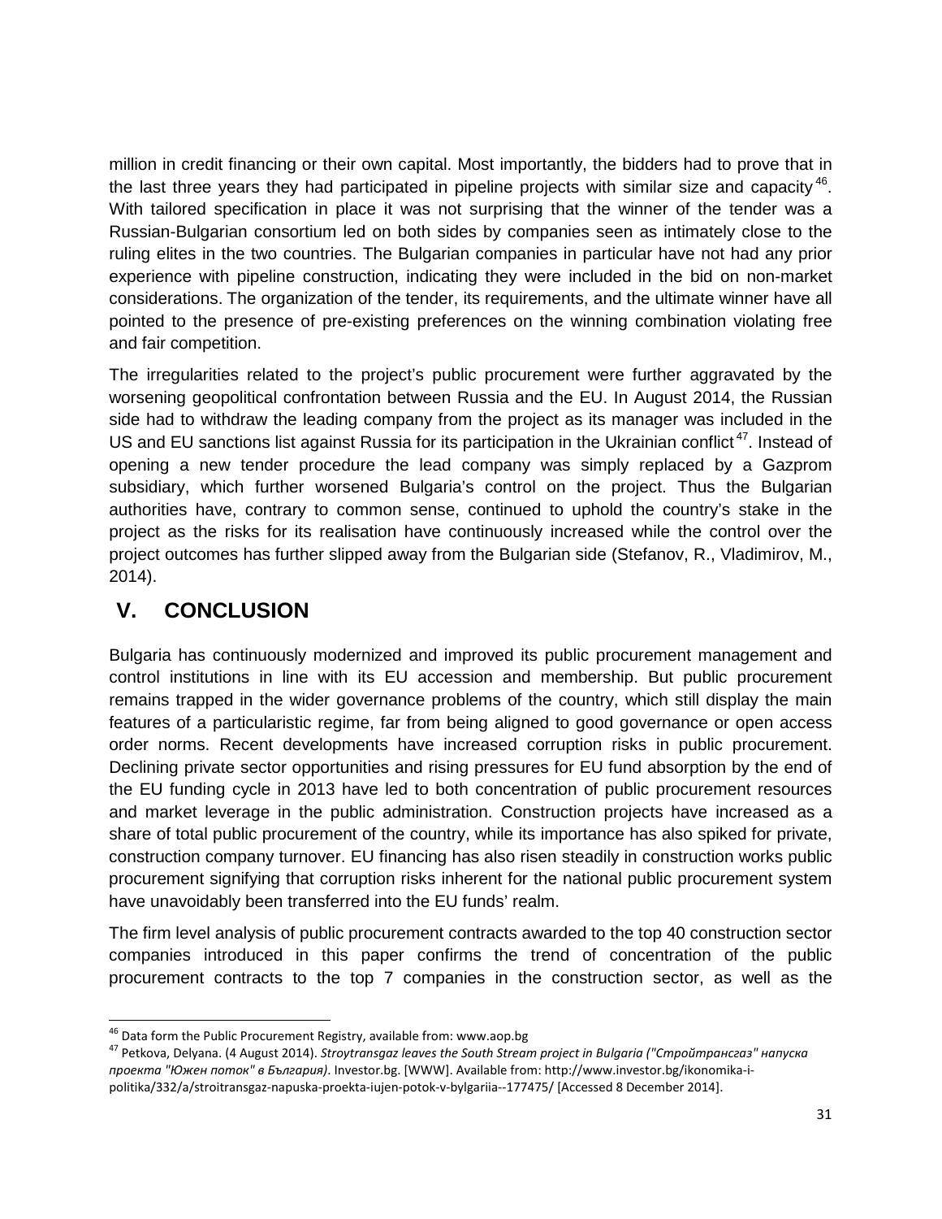million in credit financing or their own capital. Most importantly, the bidders had to prove that in the last three years they had participated in pipeline projects with similar size and capacity[46]. With tailored specification in place it was not surprising that the winner of the tender was a Russian-Bulgarian consortium led on both sides by companies seen as intimately close to the ruling elites in the two countries. The Bulgarian companies in particular have not had any prior experience with pipeline construction, indicating they were included in the bid on non-market considerations. The organization of the tender, its requirements, and the ultimate winner have all pointed to the presence of pre-existing preferences on the winning combination violating free and fair competition.

The irregularities related to the project's public procurement were further aggravated by the worsening geopolitical confrontation between Russia and the EU. In August 2014, the Russian side had to withdraw the leading company from the project as its manager was included in the US and EU sanctions list against Russia for its participation in the Ukrainian conflict[47]. Instead of opening a new tender procedure the lead company was simply replaced by a Gazprom subsidiary, which further worsened Bulgaria's control on the project. Thus the Bulgarian authorities have, contrary to common sense, continued to uphold the country's stake in the project as the risks for its realisation have continuously increased while the control over the project outcomes has further slipped away from the Bulgarian side (Stefanov, R., Vladimirov, M., 2014).

## V. CONCLUSION

Bulgaria has continuously modernized and improved its public procurement management and control institutions in line with its EU accession and membership. But public procurement remains trapped in the wider governance problems of the country, which still display the main features of a particularistic regime, far from being aligned to good governance or open access order norms. Recent developments have increased corruption risks in public procurement. Declining private sector opportunities and rising pressures for EU fund absorption by the end of the EU funding cycle in 2013 have led to both concentration of public procurement resources and market leverage in the public administration. Construction projects have increased as a share of total public procurement of the country, while its importance has also spiked for private, construction company turnover. EU financing has also risen steadily in construction works public procurement signifying that corruption risks inherent for the national public procurement system have unavoidably been transferred into the EU funds' realm.

The firm level analysis of public procurement contracts awarded to the top 40 construction sector companies introduced in this paper confirms the trend of concentration of the public procurement contracts to the top 7 companies in the construction sector, as well as the

---

[46] Data form the Public Procurement Registry, available from: www.aop.bg

[47] Petkova, Delyana. (4 August 2014). *Stroytransgaz leaves the South Stream project in Bulgaria ("Стройтрансгаз" напуска проекта "Южен поток" в България)*. Investor.bg. [WWW]. Available from: http://www.investor.bg/ikonomika-i-politika/332/a/stroitransgaz-napuska-proekta-iujen-potok-v-bylgariia--177475/ [Accessed 8 December 2014].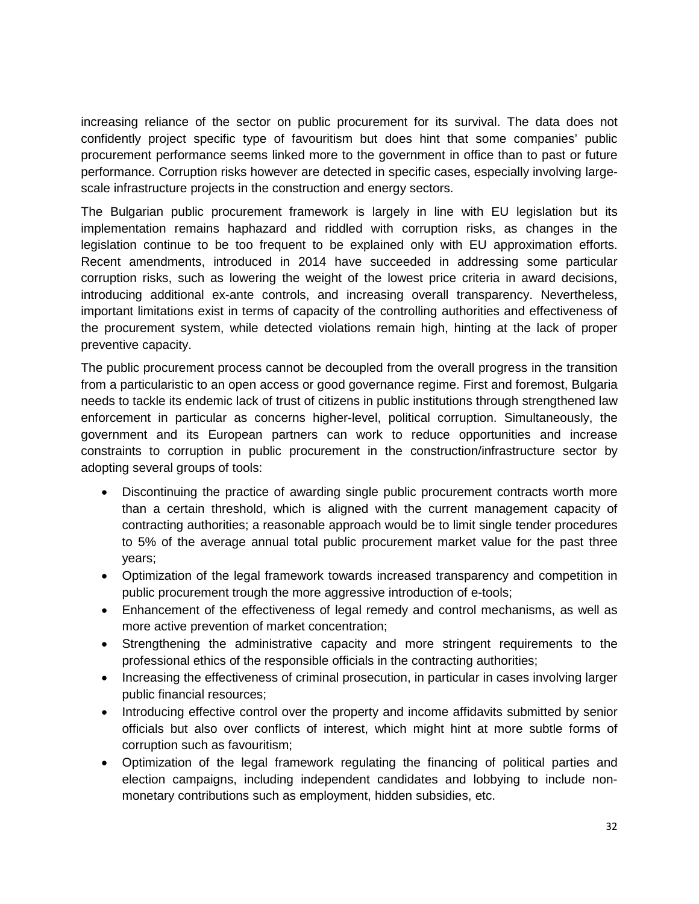increasing reliance of the sector on public procurement for its survival. The data does not confidently project specific type of favouritism but does hint that some companies' public procurement performance seems linked more to the government in office than to past or future performance. Corruption risks however are detected in specific cases, especially involving large-scale infrastructure projects in the construction and energy sectors.

The Bulgarian public procurement framework is largely in line with EU legislation but its implementation remains haphazard and riddled with corruption risks, as changes in the legislation continue to be too frequent to be explained only with EU approximation efforts. Recent amendments, introduced in 2014 have succeeded in addressing some particular corruption risks, such as lowering the weight of the lowest price criteria in award decisions, introducing additional ex-ante controls, and increasing overall transparency. Nevertheless, important limitations exist in terms of capacity of the controlling authorities and effectiveness of the procurement system, while detected violations remain high, hinting at the lack of proper preventive capacity.

The public procurement process cannot be decoupled from the overall progress in the transition from a particularistic to an open access or good governance regime. First and foremost, Bulgaria needs to tackle its endemic lack of trust of citizens in public institutions through strengthened law enforcement in particular as concerns higher-level, political corruption. Simultaneously, the government and its European partners can work to reduce opportunities and increase constraints to corruption in public procurement in the construction/infrastructure sector by adopting several groups of tools:

- Discontinuing the practice of awarding single public procurement contracts worth more than a certain threshold, which is aligned with the current management capacity of contracting authorities; a reasonable approach would be to limit single tender procedures to 5% of the average annual total public procurement market value for the past three years;
- Optimization of the legal framework towards increased transparency and competition in public procurement trough the more aggressive introduction of e-tools;
- Enhancement of the effectiveness of legal remedy and control mechanisms, as well as more active prevention of market concentration;
- Strengthening the administrative capacity and more stringent requirements to the professional ethics of the responsible officials in the contracting authorities;
- Increasing the effectiveness of criminal prosecution, in particular in cases involving larger public financial resources;
- Introducing effective control over the property and income affidavits submitted by senior officials but also over conflicts of interest, which might hint at more subtle forms of corruption such as favouritism;
- Optimization of the legal framework regulating the financing of political parties and election campaigns, including independent candidates and lobbying to include non-monetary contributions such as employment, hidden subsidies, etc.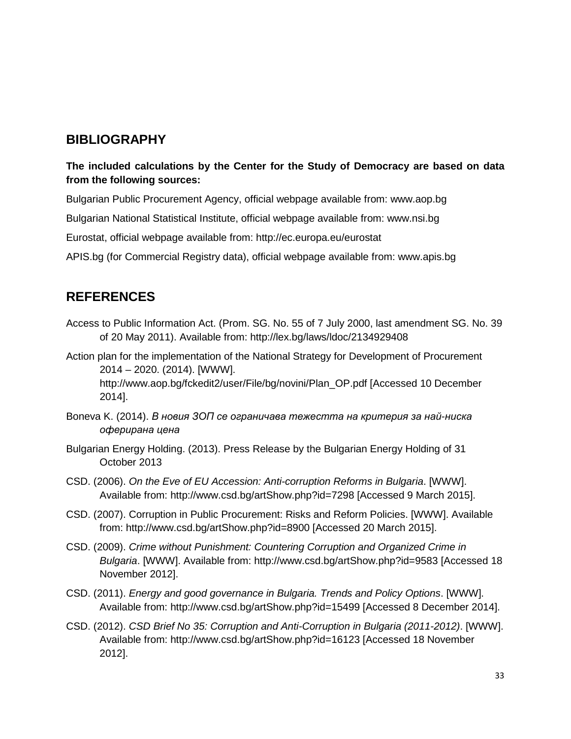## BIBLIOGRAPHY

**The included calculations by the Center for the Study of Democracy are based on data from the following sources:**

Bulgarian Public Procurement Agency, official webpage available from: www.aop.bg

Bulgarian National Statistical Institute, official webpage available from: www.nsi.bg

Eurostat, official webpage available from: http://ec.europa.eu/eurostat

APIS.bg (for Commercial Registry data), official webpage available from: www.apis.bg

## REFERENCES

Access to Public Information Act. (Prom. SG. No. 55 of 7 July 2000, last amendment SG. No. 39 of 20 May 2011). Available from: http://lex.bg/laws/ldoc/2134929408

Action plan for the implementation of the National Strategy for Development of Procurement 2014 – 2020. (2014). [WWW]. http://www.aop.bg/fckedit2/user/File/bg/novini/Plan_OP.pdf [Accessed 10 December 2014].

Boneva K. (2014). *В новия ЗОП се ограничава тежестта на критерия за най-ниска оферирана цена*

Bulgarian Energy Holding. (2013). Press Release by the Bulgarian Energy Holding of 31 October 2013

CSD. (2006). *On the Eve of EU Accession: Anti-corruption Reforms in Bulgaria*. [WWW]. Available from: http://www.csd.bg/artShow.php?id=7298 [Accessed 9 March 2015].

CSD. (2007). Corruption in Public Procurement: Risks and Reform Policies. [WWW]. Available from: http://www.csd.bg/artShow.php?id=8900 [Accessed 20 March 2015].

CSD. (2009). *Crime without Punishment: Countering Corruption and Organized Crime in Bulgaria*. [WWW]. Available from: http://www.csd.bg/artShow.php?id=9583 [Accessed 18 November 2012].

CSD. (2011). *Energy and good governance in Bulgaria. Trends and Policy Options*. [WWW]. Available from: http://www.csd.bg/artShow.php?id=15499 [Accessed 8 December 2014].

CSD. (2012). *CSD Brief No 35: Corruption and Anti-Corruption in Bulgaria (2011-2012)*. [WWW]. Available from: http://www.csd.bg/artShow.php?id=16123 [Accessed 18 November 2012].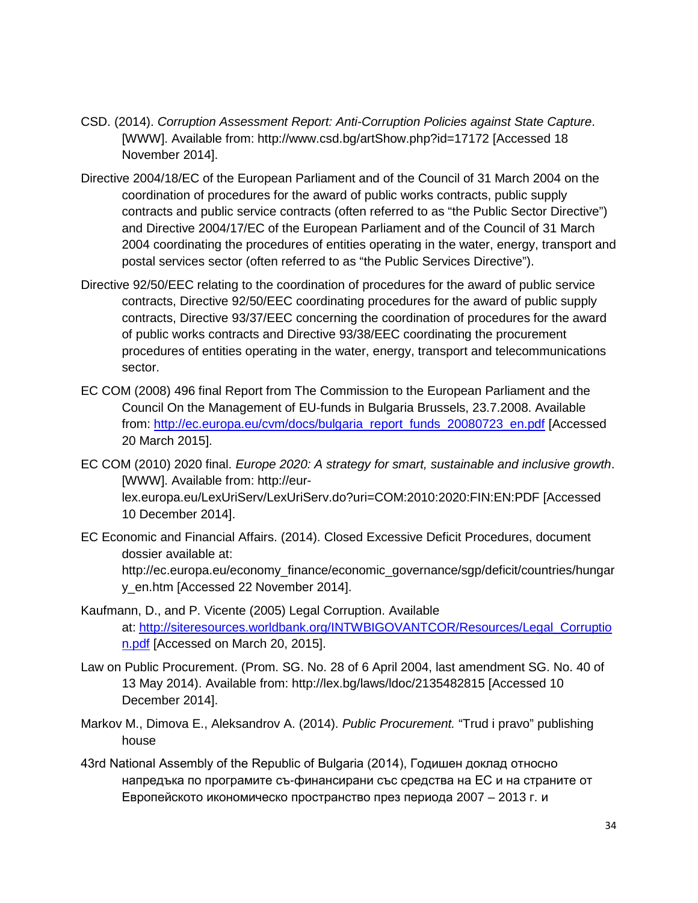CSD. (2014). *Corruption Assessment Report: Anti-Corruption Policies against State Capture*. [WWW]. Available from: http://www.csd.bg/artShow.php?id=17172 [Accessed 18 November 2014].

Directive 2004/18/EC of the European Parliament and of the Council of 31 March 2004 on the coordination of procedures for the award of public works contracts, public supply contracts and public service contracts (often referred to as "the Public Sector Directive") and Directive 2004/17/EC of the European Parliament and of the Council of 31 March 2004 coordinating the procedures of entities operating in the water, energy, transport and postal services sector (often referred to as "the Public Services Directive").

Directive 92/50/EEC relating to the coordination of procedures for the award of public service contracts, Directive 92/50/EEC coordinating procedures for the award of public supply contracts, Directive 93/37/EEC concerning the coordination of procedures for the award of public works contracts and Directive 93/38/EEC coordinating the procurement procedures of entities operating in the water, energy, transport and telecommunications sector.

EC COM (2008) 496 final Report from The Commission to the European Parliament and the Council On the Management of EU-funds in Bulgaria Brussels, 23.7.2008. Available from: http://ec.europa.eu/cvm/docs/bulgaria_report_funds_20080723_en.pdf [Accessed 20 March 2015].

EC COM (2010) 2020 final. *Europe 2020: A strategy for smart, sustainable and inclusive growth*. [WWW]. Available from: http://eur-lex.europa.eu/LexUriServ/LexUriServ.do?uri=COM:2010:2020:FIN:EN:PDF [Accessed 10 December 2014].

EC Economic and Financial Affairs. (2014). Closed Excessive Deficit Procedures, document dossier available at: http://ec.europa.eu/economy_finance/economic_governance/sgp/deficit/countries/hungary_en.htm [Accessed 22 November 2014].

Kaufmann, D., and P. Vicente (2005) Legal Corruption. Available at: http://siteresources.worldbank.org/INTWBIGOVANTCOR/Resources/Legal_Corruption.pdf [Accessed on March 20, 2015].

Law on Public Procurement. (Prom. SG. No. 28 of 6 April 2004, last amendment SG. No. 40 of 13 May 2014). Available from: http://lex.bg/laws/ldoc/2135482815 [Accessed 10 December 2014].

Markov M., Dimova E., Aleksandrov A. (2014). *Public Procurement.* "Trud i pravo" publishing house

43rd National Assembly of the Republic of Bulgaria (2014), Годишен доклад относно напредъка по програмите съ-финансирани със средства на ЕС и на страните от Европейското икономическо пространство през периода 2007 – 2013 г. и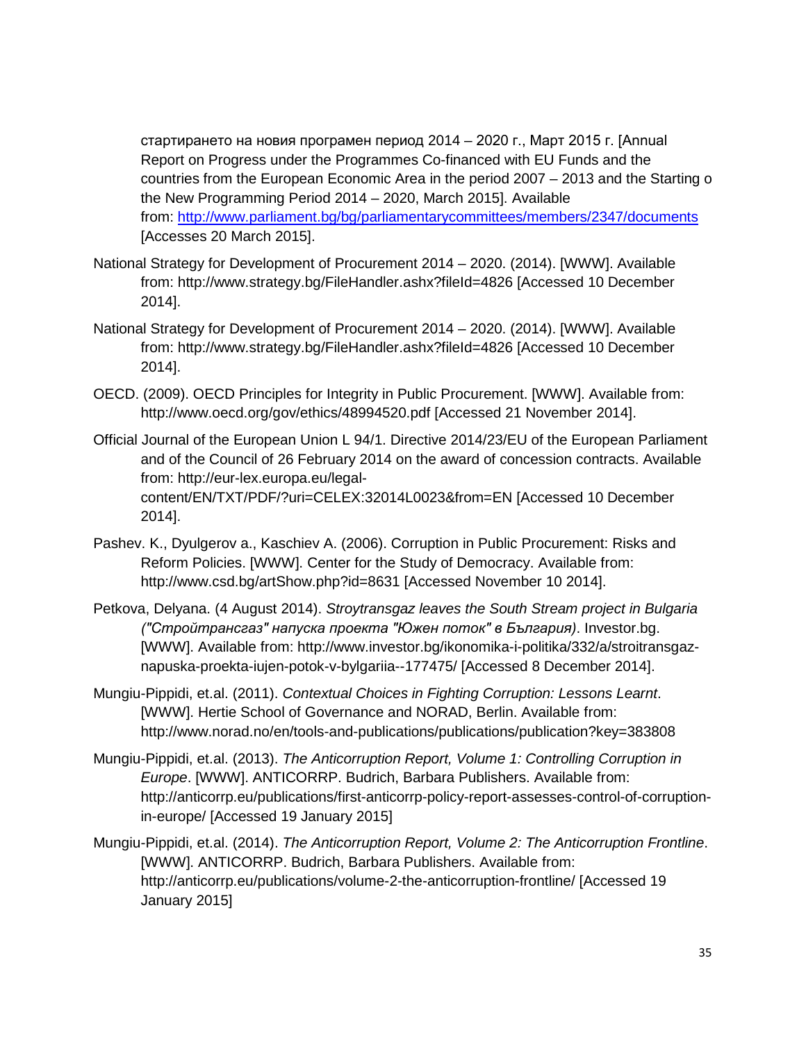стартирането на новия програмен период 2014 – 2020 г., Март 2015 г. [Annual Report on Progress under the Programmes Co-financed with EU Funds and the countries from the European Economic Area in the period 2007 – 2013 and the Starting o the New Programming Period 2014 – 2020, March 2015]. Available from: http://www.parliament.bg/bg/parliamentarycommittees/members/2347/documents [Accesses 20 March 2015].

National Strategy for Development of Procurement 2014 – 2020. (2014). [WWW]. Available from: http://www.strategy.bg/FileHandler.ashx?fileId=4826 [Accessed 10 December 2014].

National Strategy for Development of Procurement 2014 – 2020. (2014). [WWW]. Available from: http://www.strategy.bg/FileHandler.ashx?fileId=4826 [Accessed 10 December 2014].

OECD. (2009). OECD Principles for Integrity in Public Procurement. [WWW]. Available from: http://www.oecd.org/gov/ethics/48994520.pdf [Accessed 21 November 2014].

Official Journal of the European Union L 94/1. Directive 2014/23/EU of the European Parliament and of the Council of 26 February 2014 on the award of concession contracts. Available from: http://eur-lex.europa.eu/legal-content/EN/TXT/PDF/?uri=CELEX:32014L0023&from=EN [Accessed 10 December 2014].

Pashev. K., Dyulgerov a., Kaschiev A. (2006). Corruption in Public Procurement: Risks and Reform Policies. [WWW]. Center for the Study of Democracy. Available from: http://www.csd.bg/artShow.php?id=8631 [Accessed November 10 2014].

Petkova, Delyana. (4 August 2014). *Stroytransgaz leaves the South Stream project in Bulgaria ("Стройтрансгаз" напуска проекта "Южен поток" в България)*. Investor.bg. [WWW]. Available from: http://www.investor.bg/ikonomika-i-politika/332/a/stroitransgaz-napuska-proekta-iujen-potok-v-bylgariia--177475/ [Accessed 8 December 2014].

Mungiu-Pippidi, et.al. (2011). *Contextual Choices in Fighting Corruption: Lessons Learnt*. [WWW]. Hertie School of Governance and NORAD, Berlin. Available from: http://www.norad.no/en/tools-and-publications/publications/publication?key=383808

Mungiu-Pippidi, et.al. (2013). *The Anticorruption Report, Volume 1: Controlling Corruption in Europe*. [WWW]. ANTICORRP. Budrich, Barbara Publishers. Available from: http://anticorrp.eu/publications/first-anticorrp-policy-report-assesses-control-of-corruption-in-europe/ [Accessed 19 January 2015]

Mungiu-Pippidi, et.al. (2014). *The Anticorruption Report, Volume 2: The Anticorruption Frontline*. [WWW]. ANTICORRP. Budrich, Barbara Publishers. Available from: http://anticorrp.eu/publications/volume-2-the-anticorruption-frontline/ [Accessed 19 January 2015]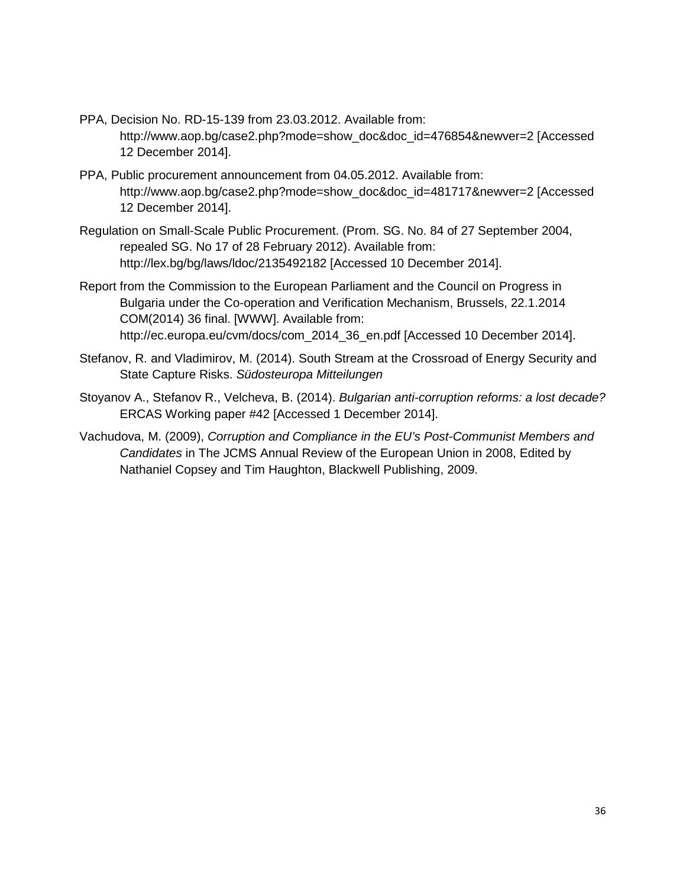PPA, Decision No. RD-15-139 from 23.03.2012. Available from: http://www.aop.bg/case2.php?mode=show_doc&doc_id=476854&newver=2 [Accessed 12 December 2014].

PPA, Public procurement announcement from 04.05.2012. Available from: http://www.aop.bg/case2.php?mode=show_doc&doc_id=481717&newver=2 [Accessed 12 December 2014].

Regulation on Small-Scale Public Procurement. (Prom. SG. No. 84 of 27 September 2004, repealed SG. No 17 of 28 February 2012). Available from: http://lex.bg/bg/laws/ldoc/2135492182 [Accessed 10 December 2014].

Report from the Commission to the European Parliament and the Council on Progress in Bulgaria under the Co-operation and Verification Mechanism, Brussels, 22.1.2014 COM(2014) 36 final. [WWW]. Available from: http://ec.europa.eu/cvm/docs/com_2014_36_en.pdf [Accessed 10 December 2014].

Stefanov, R. and Vladimirov, M. (2014). South Stream at the Crossroad of Energy Security and State Capture Risks. *Südosteuropa Mitteilungen*

Stoyanov A., Stefanov R., Velcheva, B. (2014). *Bulgarian anti-corruption reforms: a lost decade?* ERCAS Working paper #42 [Accessed 1 December 2014].

Vachudova, M. (2009), *Corruption and Compliance in the EU's Post-Communist Members and Candidates* in The JCMS Annual Review of the European Union in 2008, Edited by Nathaniel Copsey and Tim Haughton, Blackwell Publishing, 2009.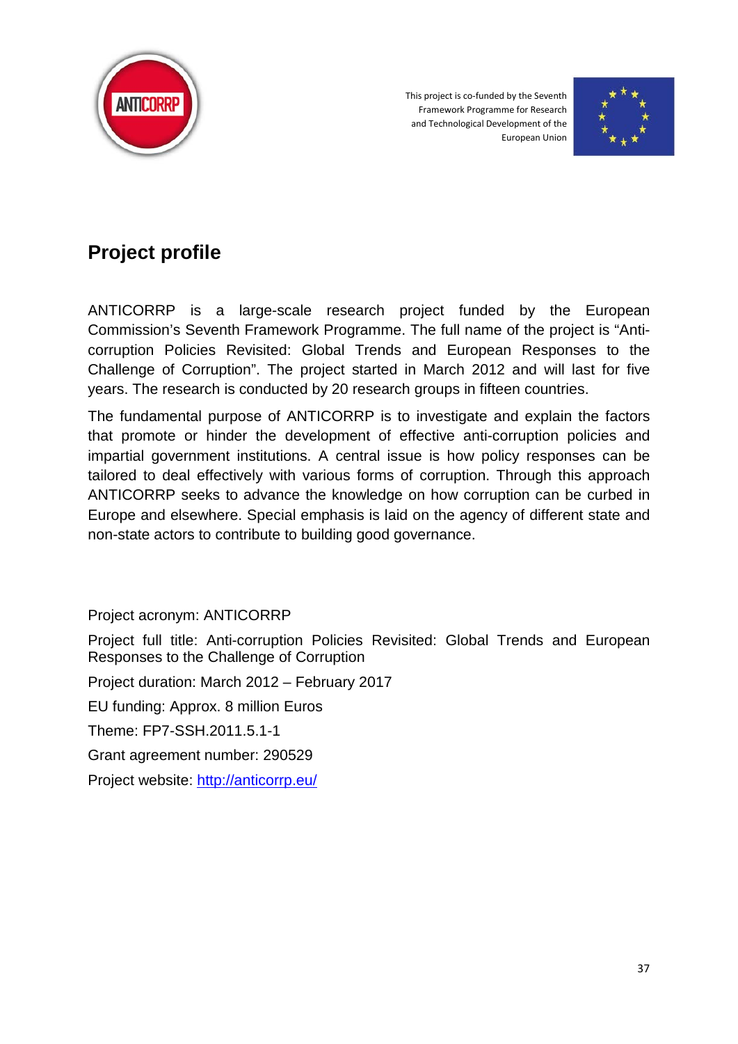This project is co-funded by the Seventh Framework Programme for Research and Technological Development of the European Union

## Project profile

ANTICORRP is a large-scale research project funded by the European Commission's Seventh Framework Programme. The full name of the project is "Anti-corruption Policies Revisited: Global Trends and European Responses to the Challenge of Corruption". The project started in March 2012 and will last for five years. The research is conducted by 20 research groups in fifteen countries.

The fundamental purpose of ANTICORRP is to investigate and explain the factors that promote or hinder the development of effective anti-corruption policies and impartial government institutions. A central issue is how policy responses can be tailored to deal effectively with various forms of corruption. Through this approach ANTICORRP seeks to advance the knowledge on how corruption can be curbed in Europe and elsewhere. Special emphasis is laid on the agency of different state and non-state actors to contribute to building good governance.

Project acronym: ANTICORRP

Project full title: Anti-corruption Policies Revisited: Global Trends and European Responses to the Challenge of Corruption

Project duration: March 2012 – February 2017

EU funding: Approx. 8 million Euros

Theme: FP7-SSH.2011.5.1-1

Grant agreement number: 290529

Project website: [http://anticorrp.eu/](http://anticorrp.eu/)